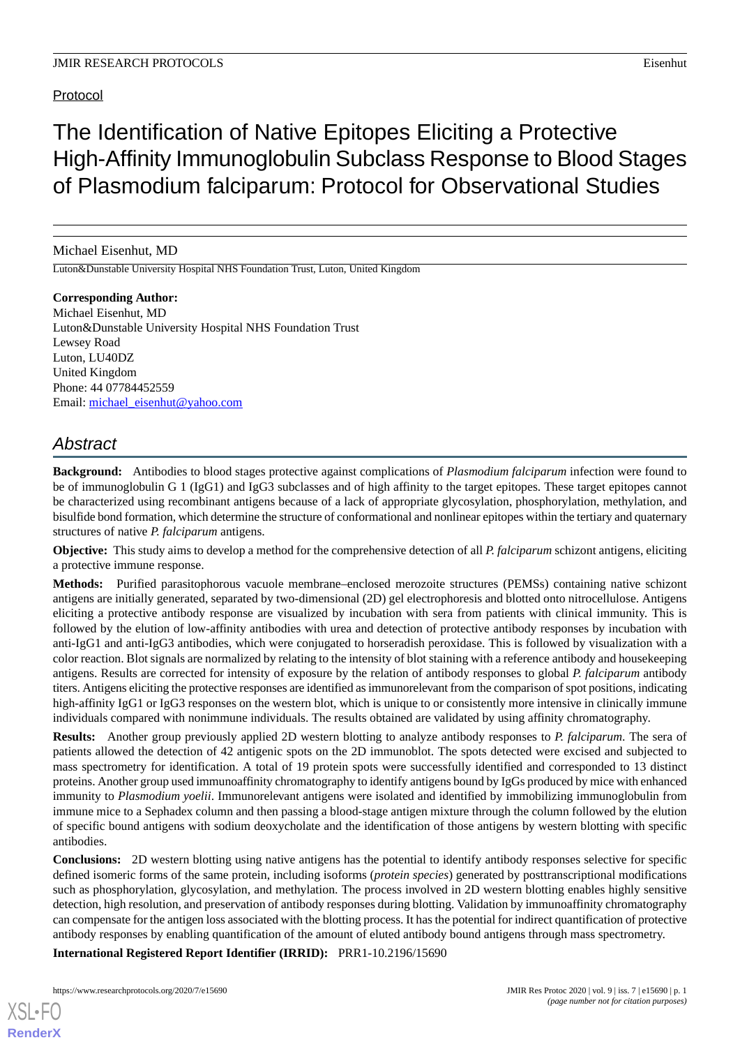Protocol

# The Identification of Native Epitopes Eliciting a Protective High-Affinity Immunoglobulin Subclass Response to Blood Stages of Plasmodium falciparum: Protocol for Observational Studies

Michael Eisenhut, MD

Luton&Dunstable University Hospital NHS Foundation Trust, Luton, United Kingdom

**Corresponding Author:**  
Michael Eisenhut, MD  
Luton&Dunstable University Hospital NHS Foundation Trust  
Lewsey Road  
Luton, LU40DZ  
United Kingdom  
Phone: 44 07784452559  
Email: michael_eisenhut@yahoo.com

## Abstract

**Background:** Antibodies to blood stages protective against complications of *Plasmodium falciparum* infection were found to be of immunoglobulin G 1 (IgG1) and IgG3 subclasses and of high affinity to the target epitopes. These target epitopes cannot be characterized using recombinant antigens because of a lack of appropriate glycosylation, phosphorylation, methylation, and bisulfide bond formation, which determine the structure of conformational and nonlinear epitopes within the tertiary and quaternary structures of native *P. falciparum* antigens.

**Objective:** This study aims to develop a method for the comprehensive detection of all *P. falciparum* schizont antigens, eliciting a protective immune response.

**Methods:** Purified parasitophorous vacuole membrane–enclosed merozoite structures (PEMSs) containing native schizont antigens are initially generated, separated by two-dimensional (2D) gel electrophoresis and blotted onto nitrocellulose. Antigens eliciting a protective antibody response are visualized by incubation with sera from patients with clinical immunity. This is followed by the elution of low-affinity antibodies with urea and detection of protective antibody responses by incubation with anti-IgG1 and anti-IgG3 antibodies, which were conjugated to horseradish peroxidase. This is followed by visualization with a color reaction. Blot signals are normalized by relating to the intensity of blot staining with a reference antibody and housekeeping antigens. Results are corrected for intensity of exposure by the relation of antibody responses to global *P. falciparum* antibody titers. Antigens eliciting the protective responses are identified as immunorelevant from the comparison of spot positions, indicating high-affinity IgG1 or IgG3 responses on the western blot, which is unique to or consistently more intensive in clinically immune individuals compared with nonimmune individuals. The results obtained are validated by using affinity chromatography.

**Results:** Another group previously applied 2D western blotting to analyze antibody responses to *P. falciparum*. The sera of patients allowed the detection of 42 antigenic spots on the 2D immunoblot. The spots detected were excised and subjected to mass spectrometry for identification. A total of 19 protein spots were successfully identified and corresponded to 13 distinct proteins. Another group used immunoaffinity chromatography to identify antigens bound by IgGs produced by mice with enhanced immunity to *Plasmodium yoelii*. Immunorelevant antigens were isolated and identified by immobilizing immunoglobulin from immune mice to a Sephadex column and then passing a blood-stage antigen mixture through the column followed by the elution of specific bound antigens with sodium deoxycholate and the identification of those antigens by western blotting with specific antibodies.

**Conclusions:** 2D western blotting using native antigens has the potential to identify antibody responses selective for specific defined isomeric forms of the same protein, including isoforms (*protein species*) generated by posttranscriptional modifications such as phosphorylation, glycosylation, and methylation. The process involved in 2D western blotting enables highly sensitive detection, high resolution, and preservation of antibody responses during blotting. Validation by immunoaffinity chromatography can compensate for the antigen loss associated with the blotting process. It has the potential for indirect quantification of protective antibody responses by enabling quantification of the amount of eluted antibody bound antigens through mass spectrometry.

**International Registered Report Identifier (IRRID):** PRR1-10.2196/15690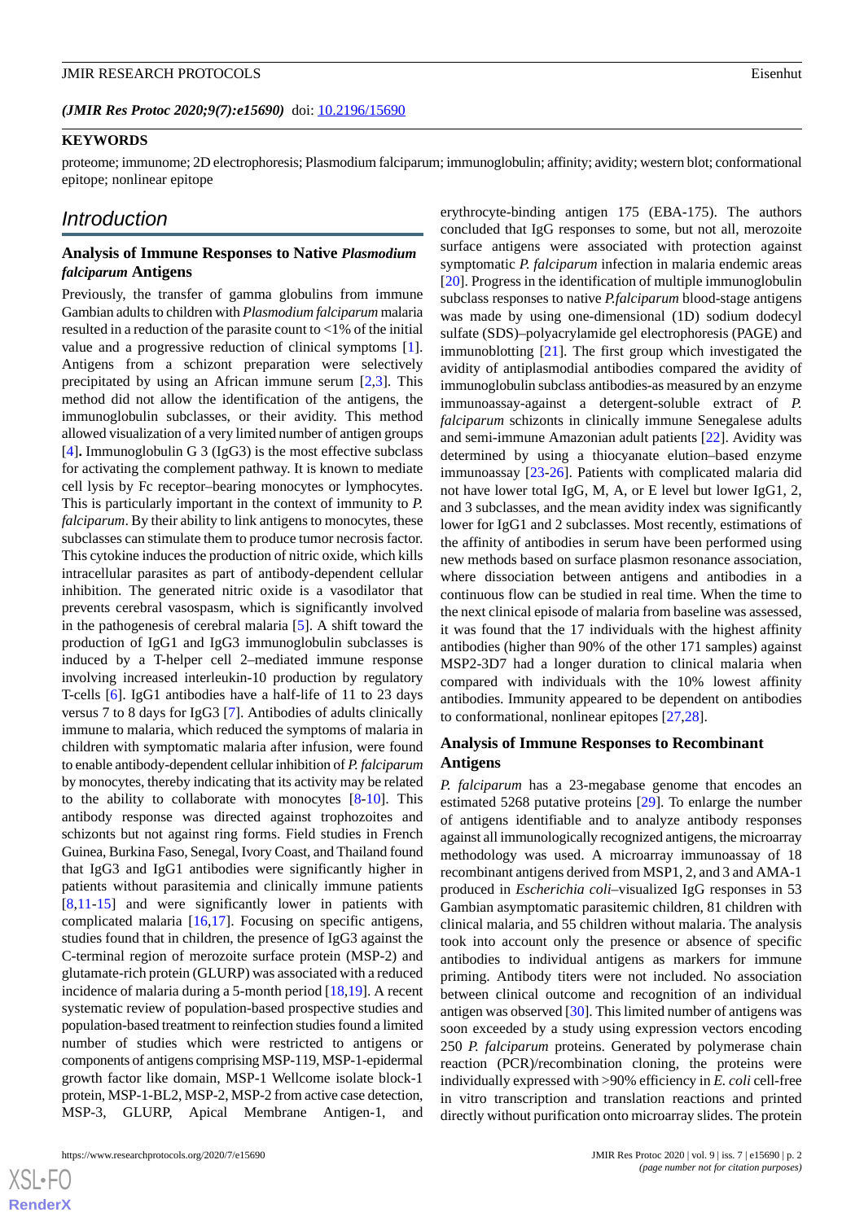(*JMIR Res Protoc 2020;9(7):e15690*) doi: 10.2196/15690

**KEYWORDS**

proteome; immunome; 2D electrophoresis; Plasmodium falciparum; immunoglobulin; affinity; avidity; western blot; conformational epitope; nonlinear epitope

## Introduction

### Analysis of Immune Responses to Native *Plasmodium falciparum* Antigens

Previously, the transfer of gamma globulins from immune Gambian adults to children with *Plasmodium falciparum* malaria resulted in a reduction of the parasite count to <1% of the initial value and a progressive reduction of clinical symptoms [1]. Antigens from a schizont preparation were selectively precipitated by using an African immune serum [2,3]. This method did not allow the identification of the antigens, the immunoglobulin subclasses, or their avidity. This method allowed visualization of a very limited number of antigen groups [4]**.** Immunoglobulin G 3 (IgG3) is the most effective subclass for activating the complement pathway. It is known to mediate cell lysis by Fc receptor–bearing monocytes or lymphocytes. This is particularly important in the context of immunity to *P. falciparum*. By their ability to link antigens to monocytes, these subclasses can stimulate them to produce tumor necrosis factor. This cytokine induces the production of nitric oxide, which kills intracellular parasites as part of antibody-dependent cellular inhibition. The generated nitric oxide is a vasodilator that prevents cerebral vasospasm, which is significantly involved in the pathogenesis of cerebral malaria [5]. A shift toward the production of IgG1 and IgG3 immunoglobulin subclasses is induced by a T-helper cell 2–mediated immune response involving increased interleukin-10 production by regulatory T-cells [6]. IgG1 antibodies have a half-life of 11 to 23 days versus 7 to 8 days for IgG3 [7]. Antibodies of adults clinically immune to malaria, which reduced the symptoms of malaria in children with symptomatic malaria after infusion, were found to enable antibody-dependent cellular inhibition of *P. falciparum* by monocytes, thereby indicating that its activity may be related to the ability to collaborate with monocytes [8-10]. This antibody response was directed against trophozoites and schizonts but not against ring forms. Field studies in French Guinea, Burkina Faso, Senegal, Ivory Coast, and Thailand found that IgG3 and IgG1 antibodies were significantly higher in patients without parasitemia and clinically immune patients [8,11-15] and were significantly lower in patients with complicated malaria [16,17]. Focusing on specific antigens, studies found that in children, the presence of IgG3 against the C-terminal region of merozoite surface protein (MSP-2) and glutamate-rich protein (GLURP) was associated with a reduced incidence of malaria during a 5-month period [18,19]. A recent systematic review of population-based prospective studies and population-based treatment to reinfection studies found a limited number of studies which were restricted to antigens or components of antigens comprising MSP-119, MSP-1-epidermal growth factor like domain, MSP-1 Wellcome isolate block-1 protein, MSP-1-BL2, MSP-2, MSP-2 from active case detection, MSP-3, GLURP, Apical Membrane Antigen-1, and erythrocyte-binding antigen 175 (EBA-175). The authors concluded that IgG responses to some, but not all, merozoite surface antigens were associated with protection against symptomatic *P. falciparum* infection in malaria endemic areas [20]. Progress in the identification of multiple immunoglobulin subclass responses to native *P.falciparum* blood-stage antigens was made by using one-dimensional (1D) sodium dodecyl sulfate (SDS)–polyacrylamide gel electrophoresis (PAGE) and immunoblotting [21]. The first group which investigated the avidity of antiplasmodial antibodies compared the avidity of immunoglobulin subclass antibodies-as measured by an enzyme immunoassay-against a detergent-soluble extract of *P. falciparum* schizonts in clinically immune Senegalese adults and semi-immune Amazonian adult patients [22]. Avidity was determined by using a thiocyanate elution–based enzyme immunoassay [23-26]. Patients with complicated malaria did not have lower total IgG, M, A, or E level but lower IgG1, 2, and 3 subclasses, and the mean avidity index was significantly lower for IgG1 and 2 subclasses. Most recently, estimations of the affinity of antibodies in serum have been performed using new methods based on surface plasmon resonance association, where dissociation between antigens and antibodies in a continuous flow can be studied in real time. When the time to the next clinical episode of malaria from baseline was assessed, it was found that the 17 individuals with the highest affinity antibodies (higher than 90% of the other 171 samples) against MSP2-3D7 had a longer duration to clinical malaria when compared with individuals with the 10% lowest affinity antibodies. Immunity appeared to be dependent on antibodies to conformational, nonlinear epitopes [27,28].

### Analysis of Immune Responses to Recombinant Antigens

*P. falciparum* has a 23-megabase genome that encodes an estimated 5268 putative proteins [29]. To enlarge the number of antigens identifiable and to analyze antibody responses against all immunologically recognized antigens, the microarray methodology was used. A microarray immunoassay of 18 recombinant antigens derived from MSP1, 2, and 3 and AMA-1 produced in *Escherichia coli*–visualized IgG responses in 53 Gambian asymptomatic parasitemic children, 81 children with clinical malaria, and 55 children without malaria. The analysis took into account only the presence or absence of specific antibodies to individual antigens as markers for immune priming. Antibody titers were not included. No association between clinical outcome and recognition of an individual antigen was observed [30]. This limited number of antigens was soon exceeded by a study using expression vectors encoding 250 *P. falciparum* proteins. Generated by polymerase chain reaction (PCR)/recombination cloning, the proteins were individually expressed with >90% efficiency in *E. coli* cell-free in vitro transcription and translation reactions and printed directly without purification onto microarray slides. The protein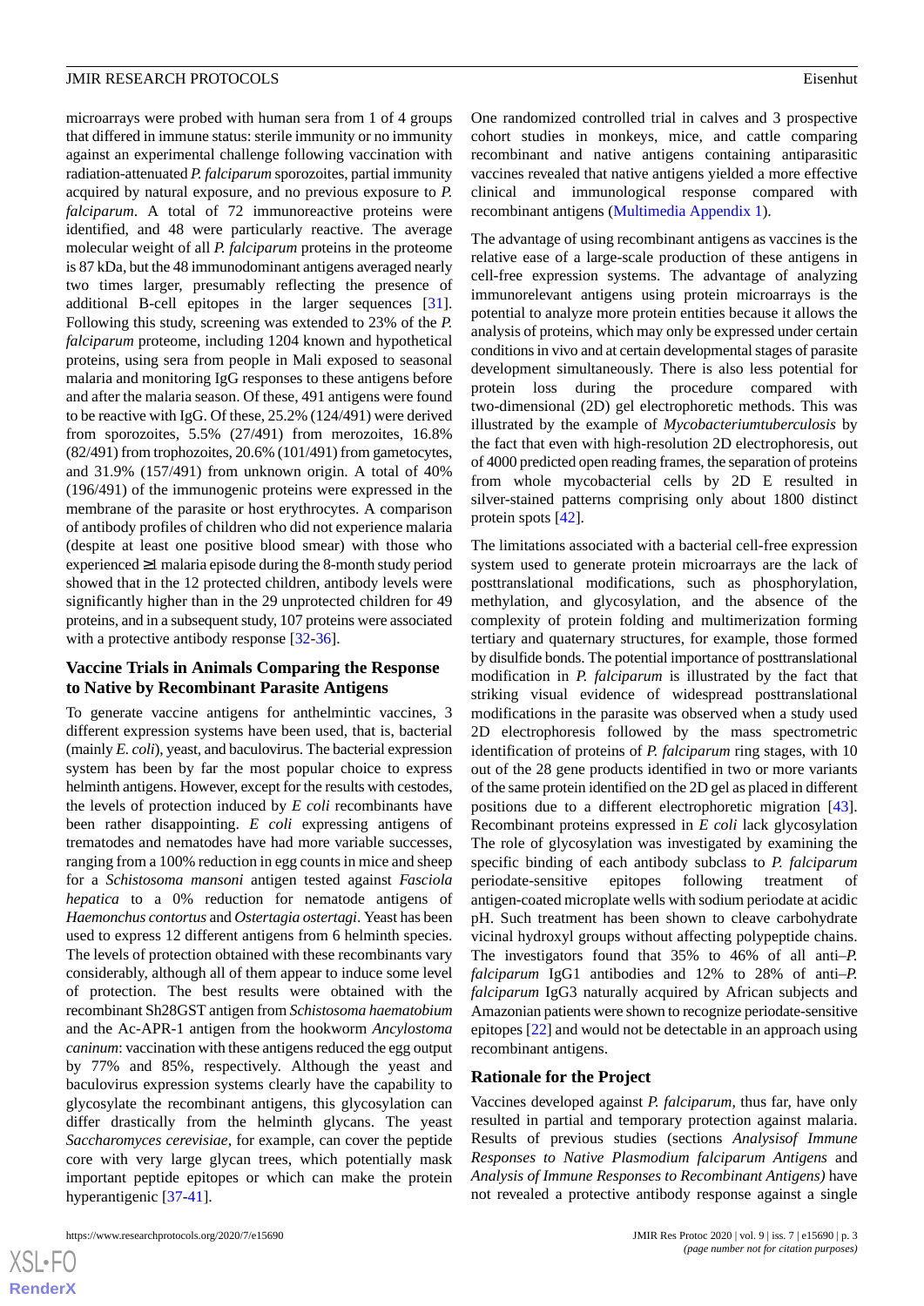microarrays were probed with human sera from 1 of 4 groups that differed in immune status: sterile immunity or no immunity against an experimental challenge following vaccination with radiation-attenuated *P. falciparum* sporozoites, partial immunity acquired by natural exposure, and no previous exposure to *P. falciparum*. A total of 72 immunoreactive proteins were identified, and 48 were particularly reactive. The average molecular weight of all *P. falciparum* proteins in the proteome is 87 kDa, but the 48 immunodominant antigens averaged nearly two times larger, presumably reflecting the presence of additional B-cell epitopes in the larger sequences [31]. Following this study, screening was extended to 23% of the *P. falciparum* proteome, including 1204 known and hypothetical proteins, using sera from people in Mali exposed to seasonal malaria and monitoring IgG responses to these antigens before and after the malaria season. Of these, 491 antigens were found to be reactive with IgG. Of these, 25.2% (124/491) were derived from sporozoites, 5.5% (27/491) from merozoites, 16.8% (82/491) from trophozoites, 20.6% (101/491) from gametocytes, and 31.9% (157/491) from unknown origin. A total of 40% (196/491) of the immunogenic proteins were expressed in the membrane of the parasite or host erythrocytes. A comparison of antibody profiles of children who did not experience malaria (despite at least one positive blood smear) with those who experienced ≥1 malaria episode during the 8-month study period showed that in the 12 protected children, antibody levels were significantly higher than in the 29 unprotected children for 49 proteins, and in a subsequent study, 107 proteins were associated with a protective antibody response [32-36].

### Vaccine Trials in Animals Comparing the Response to Native by Recombinant Parasite Antigens

To generate vaccine antigens for anthelmintic vaccines, 3 different expression systems have been used, that is, bacterial (mainly *E. coli*), yeast, and baculovirus. The bacterial expression system has been by far the most popular choice to express helminth antigens. However, except for the results with cestodes, the levels of protection induced by *E coli* recombinants have been rather disappointing. *E coli* expressing antigens of trematodes and nematodes have had more variable successes, ranging from a 100% reduction in egg counts in mice and sheep for a *Schistosoma mansoni* antigen tested against *Fasciola hepatica* to a 0% reduction for nematode antigens of *Haemonchus contortus* and *Ostertagia ostertagi*. Yeast has been used to express 12 different antigens from 6 helminth species. The levels of protection obtained with these recombinants vary considerably, although all of them appear to induce some level of protection. The best results were obtained with the recombinant Sh28GST antigen from *Schistosoma haematobium* and the Ac-APR-1 antigen from the hookworm *Ancylostoma caninum*: vaccination with these antigens reduced the egg output by 77% and 85%, respectively. Although the yeast and baculovirus expression systems clearly have the capability to glycosylate the recombinant antigens, this glycosylation can differ drastically from the helminth glycans. The yeast *Saccharomyces cerevisiae*, for example, can cover the peptide core with very large glycan trees, which potentially mask important peptide epitopes or which can make the protein hyperantigenic [37-41].

One randomized controlled trial in calves and 3 prospective cohort studies in monkeys, mice, and cattle comparing recombinant and native antigens containing antiparasitic vaccines revealed that native antigens yielded a more effective clinical and immunological response compared with recombinant antigens (Multimedia Appendix 1).

The advantage of using recombinant antigens as vaccines is the relative ease of a large-scale production of these antigens in cell-free expression systems. The advantage of analyzing immunorelevant antigens using protein microarrays is the potential to analyze more protein entities because it allows the analysis of proteins, which may only be expressed under certain conditions in vivo and at certain developmental stages of parasite development simultaneously. There is also less potential for protein loss during the procedure compared with two-dimensional (2D) gel electrophoretic methods. This was illustrated by the example of *Mycobacteriumtuberculosis* by the fact that even with high-resolution 2D electrophoresis, out of 4000 predicted open reading frames, the separation of proteins from whole mycobacterial cells by 2D E resulted in silver-stained patterns comprising only about 1800 distinct protein spots [42].

The limitations associated with a bacterial cell-free expression system used to generate protein microarrays are the lack of posttranslational modifications, such as phosphorylation, methylation, and glycosylation, and the absence of the complexity of protein folding and multimerization forming tertiary and quaternary structures, for example, those formed by disulfide bonds. The potential importance of posttranslational modification in *P. falciparum* is illustrated by the fact that striking visual evidence of widespread posttranslational modifications in the parasite was observed when a study used 2D electrophoresis followed by the mass spectrometric identification of proteins of *P. falciparum* ring stages, with 10 out of the 28 gene products identified in two or more variants of the same protein identified on the 2D gel as placed in different positions due to a different electrophoretic migration [43]. Recombinant proteins expressed in *E coli* lack glycosylation The role of glycosylation was investigated by examining the specific binding of each antibody subclass to *P. falciparum* periodate-sensitive epitopes following treatment of antigen-coated microplate wells with sodium periodate at acidic pH. Such treatment has been shown to cleave carbohydrate vicinal hydroxyl groups without affecting polypeptide chains. The investigators found that 35% to 46% of all anti–*P. falciparum* IgG1 antibodies and 12% to 28% of anti–*P. falciparum* IgG3 naturally acquired by African subjects and Amazonian patients were shown to recognize periodate-sensitive epitopes [22] and would not be detectable in an approach using recombinant antigens.

### Rationale for the Project

Vaccines developed against *P. falciparum*, thus far, have only resulted in partial and temporary protection against malaria. Results of previous studies (sections *Analysisof Immune Responses to Native Plasmodium falciparum Antigens* and *Analysis of Immune Responses to Recombinant Antigens)* have not revealed a protective antibody response against a single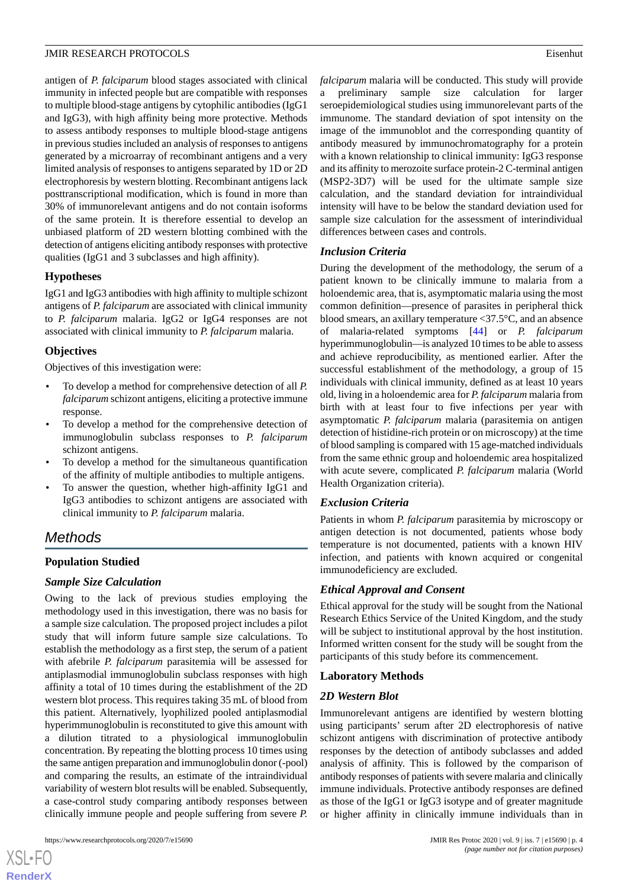antigen of *P. falciparum* blood stages associated with clinical immunity in infected people but are compatible with responses to multiple blood-stage antigens by cytophilic antibodies (IgG1 and IgG3), with high affinity being more protective. Methods to assess antibody responses to multiple blood-stage antigens in previous studies included an analysis of responses to antigens generated by a microarray of recombinant antigens and a very limited analysis of responses to antigens separated by 1D or 2D electrophoresis by western blotting. Recombinant antigens lack posttranscriptional modification, which is found in more than 30% of immunorelevant antigens and do not contain isoforms of the same protein. It is therefore essential to develop an unbiased platform of 2D western blotting combined with the detection of antigens eliciting antibody responses with protective qualities (IgG1 and 3 subclasses and high affinity).

### Hypotheses

IgG1 and IgG3 antibodies with high affinity to multiple schizont antigens of *P. falciparum* are associated with clinical immunity to *P. falciparum* malaria. IgG2 or IgG4 responses are not associated with clinical immunity to *P. falciparum* malaria.

### Objectives

Objectives of this investigation were:

- To develop a method for comprehensive detection of all *P. falciparum* schizont antigens, eliciting a protective immune response.
- To develop a method for the comprehensive detection of immunoglobulin subclass responses to *P. falciparum* schizont antigens.
- To develop a method for the simultaneous quantification of the affinity of multiple antibodies to multiple antigens.
- To answer the question, whether high-affinity IgG1 and IgG3 antibodies to schizont antigens are associated with clinical immunity to *P. falciparum* malaria.

## Methods

### Population Studied

#### Sample Size Calculation

Owing to the lack of previous studies employing the methodology used in this investigation, there was no basis for a sample size calculation. The proposed project includes a pilot study that will inform future sample size calculations. To establish the methodology as a first step, the serum of a patient with afebrile *P. falciparum* parasitemia will be assessed for antiplasmodial immunoglobulin subclass responses with high affinity a total of 10 times during the establishment of the 2D western blot process. This requires taking 35 mL of blood from this patient. Alternatively, lyophilized pooled antiplasmodial hyperimmunoglobulin is reconstituted to give this amount with a dilution titrated to a physiological immunoglobulin concentration. By repeating the blotting process 10 times using the same antigen preparation and immunoglobulin donor (-pool) and comparing the results, an estimate of the intraindividual variability of western blot results will be enabled. Subsequently, a case-control study comparing antibody responses between clinically immune people and people suffering from severe *P. falciparum* malaria will be conducted. This study will provide a preliminary sample size calculation for larger seroepidemiological studies using immunorelevant parts of the immunome. The standard deviation of spot intensity on the image of the immunoblot and the corresponding quantity of antibody measured by immunochromatography for a protein with a known relationship to clinical immunity: IgG3 response and its affinity to merozoite surface protein-2 C-terminal antigen (MSP2-3D7) will be used for the ultimate sample size calculation, and the standard deviation for intraindividual intensity will have to be below the standard deviation used for sample size calculation for the assessment of interindividual differences between cases and controls.

#### Inclusion Criteria

During the development of the methodology, the serum of a patient known to be clinically immune to malaria from a holoendemic area, that is, asymptomatic malaria using the most common definition—presence of parasites in peripheral thick blood smears, an axillary temperature <37.5°C, and an absence of malaria-related symptoms [44] or *P. falciparum* hyperimmunoglobulin—is analyzed 10 times to be able to assess and achieve reproducibility, as mentioned earlier. After the successful establishment of the methodology, a group of 15 individuals with clinical immunity, defined as at least 10 years old, living in a holoendemic area for *P. falciparum* malaria from birth with at least four to five infections per year with asymptomatic *P. falciparum* malaria (parasitemia on antigen detection of histidine-rich protein or on microscopy) at the time of blood sampling is compared with 15 age-matched individuals from the same ethnic group and holoendemic area hospitalized with acute severe, complicated *P. falciparum* malaria (World Health Organization criteria).

#### Exclusion Criteria

Patients in whom *P. falciparum* parasitemia by microscopy or antigen detection is not documented, patients whose body temperature is not documented, patients with a known HIV infection, and patients with known acquired or congenital immunodeficiency are excluded.

#### Ethical Approval and Consent

Ethical approval for the study will be sought from the National Research Ethics Service of the United Kingdom, and the study will be subject to institutional approval by the host institution. Informed written consent for the study will be sought from the participants of this study before its commencement.

### Laboratory Methods

#### 2D Western Blot

Immunorelevant antigens are identified by western blotting using participants' serum after 2D electrophoresis of native schizont antigens with discrimination of protective antibody responses by the detection of antibody subclasses and added analysis of affinity. This is followed by the comparison of antibody responses of patients with severe malaria and clinically immune individuals. Protective antibody responses are defined as those of the IgG1 or IgG3 isotype and of greater magnitude or higher affinity in clinically immune individuals than in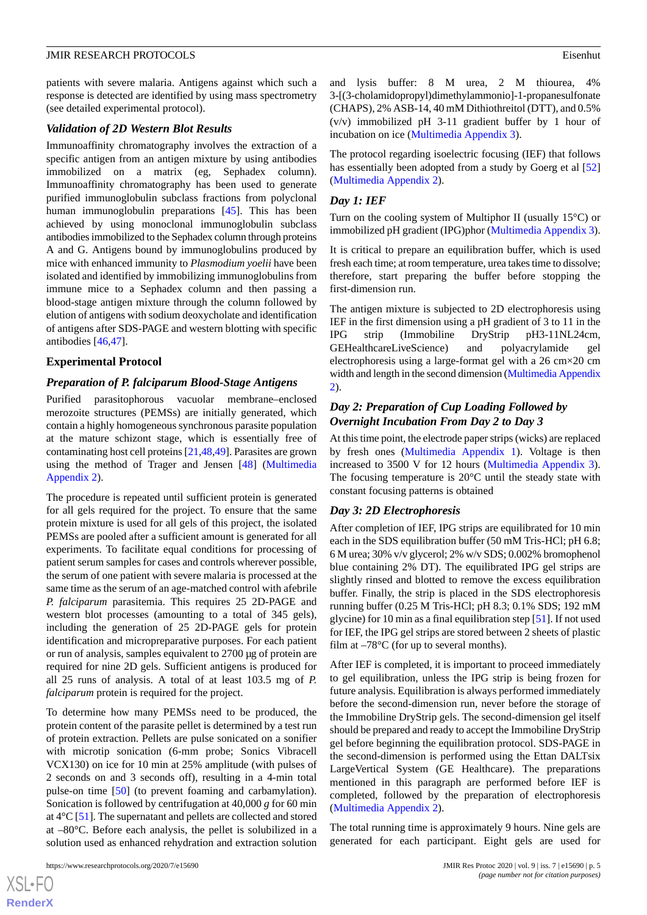patients with severe malaria. Antigens against which such a response is detected are identified by using mass spectrometry (see detailed experimental protocol).

### *Validation of 2D Western Blot Results*

Immunoaffinity chromatography involves the extraction of a specific antigen from an antigen mixture by using antibodies immobilized on a matrix (eg, Sephadex column). Immunoaffinity chromatography has been used to generate purified immunoglobulin subclass fractions from polyclonal human immunoglobulin preparations [45]. This has been achieved by using monoclonal immunoglobulin subclass antibodies immobilized to the Sephadex column through proteins A and G. Antigens bound by immunoglobulins produced by mice with enhanced immunity to *Plasmodium yoelii* have been isolated and identified by immobilizing immunoglobulins from immune mice to a Sephadex column and then passing a blood-stage antigen mixture through the column followed by elution of antigens with sodium deoxycholate and identification of antigens after SDS-PAGE and western blotting with specific antibodies [46,47].

## Experimental Protocol

### *Preparation of P. falciparum Blood-Stage Antigens*

Purified parasitophorous vacuolar membrane–enclosed merozoite structures (PEMSs) are initially generated, which contain a highly homogeneous synchronous parasite population at the mature schizont stage, which is essentially free of contaminating host cell proteins [21,48,49]. Parasites are grown using the method of Trager and Jensen [48] (Multimedia Appendix 2).

The procedure is repeated until sufficient protein is generated for all gels required for the project. To ensure that the same protein mixture is used for all gels of this project, the isolated PEMSs are pooled after a sufficient amount is generated for all experiments. To facilitate equal conditions for processing of patient serum samples for cases and controls wherever possible, the serum of one patient with severe malaria is processed at the same time as the serum of an age-matched control with afebrile *P. falciparum* parasitemia. This requires 25 2D-PAGE and western blot processes (amounting to a total of 345 gels), including the generation of 25 2D-PAGE gels for protein identification and micropreparative purposes. For each patient or run of analysis, samples equivalent to 2700 µg of protein are required for nine 2D gels. Sufficient antigens is produced for all 25 runs of analysis. A total of at least 103.5 mg of *P. falciparum* protein is required for the project.

To determine how many PEMSs need to be produced, the protein content of the parasite pellet is determined by a test run of protein extraction. Pellets are pulse sonicated on a sonifier with microtip sonication (6-mm probe; Sonics Vibracell VCX130) on ice for 10 min at 25% amplitude (with pulses of 2 seconds on and 3 seconds off), resulting in a 4-min total pulse-on time [50] (to prevent foaming and carbamylation). Sonication is followed by centrifugation at 40,000 *g* for 60 min at 4°C [51]. The supernatant and pellets are collected and stored at –80°C. Before each analysis, the pellet is solubilized in a solution used as enhanced rehydration and extraction solution and lysis buffer: 8 M urea, 2 M thiourea, 4% 3-[(3-cholamidopropyl)dimethylammonio]-1-propanesulfonate (CHAPS), 2% ASB-14, 40 mM Dithiothreitol (DTT), and 0.5% (v/v) immobilized pH 3-11 gradient buffer by 1 hour of incubation on ice (Multimedia Appendix 3).

The protocol regarding isoelectric focusing (IEF) that follows has essentially been adopted from a study by Goerg et al [52] (Multimedia Appendix 2).

### *Day 1: IEF*

Turn on the cooling system of Multiphor II (usually 15°C) or immobilized pH gradient (IPG)phor (Multimedia Appendix 3).

It is critical to prepare an equilibration buffer, which is used fresh each time; at room temperature, urea takes time to dissolve; therefore, start preparing the buffer before stopping the first-dimension run.

The antigen mixture is subjected to 2D electrophoresis using IEF in the first dimension using a pH gradient of 3 to 11 in the IPG strip (Immobiline DryStrip pH3-11NL24cm, GEHealthcareLiveScience) and polyacrylamide gel electrophoresis using a large-format gel with a 26 cm×20 cm width and length in the second dimension (Multimedia Appendix 2).

### *Day 2: Preparation of Cup Loading Followed by Overnight Incubation From Day 2 to Day 3*

At this time point, the electrode paper strips (wicks) are replaced by fresh ones (Multimedia Appendix 1). Voltage is then increased to 3500 V for 12 hours (Multimedia Appendix 3). The focusing temperature is 20°C until the steady state with constant focusing patterns is obtained

### *Day 3: 2D Electrophoresis*

After completion of IEF, IPG strips are equilibrated for 10 min each in the SDS equilibration buffer (50 mM Tris-HCl; pH 6.8; 6 M urea; 30% v/v glycerol; 2% w/v SDS; 0.002% bromophenol blue containing 2% DT). The equilibrated IPG gel strips are slightly rinsed and blotted to remove the excess equilibration buffer. Finally, the strip is placed in the SDS electrophoresis running buffer (0.25 M Tris-HCl; pH 8.3; 0.1% SDS; 192 mM glycine) for 10 min as a final equilibration step [51]. If not used for IEF, the IPG gel strips are stored between 2 sheets of plastic film at –78°C (for up to several months).

After IEF is completed, it is important to proceed immediately to gel equilibration, unless the IPG strip is being frozen for future analysis. Equilibration is always performed immediately before the second-dimension run, never before the storage of the Immobiline DryStrip gels. The second-dimension gel itself should be prepared and ready to accept the Immobiline DryStrip gel before beginning the equilibration protocol. SDS-PAGE in the second-dimension is performed using the Ettan DALTsix LargeVertical System (GE Healthcare). The preparations mentioned in this paragraph are performed before IEF is completed, followed by the preparation of electrophoresis (Multimedia Appendix 2).

The total running time is approximately 9 hours. Nine gels are generated for each participant. Eight gels are used for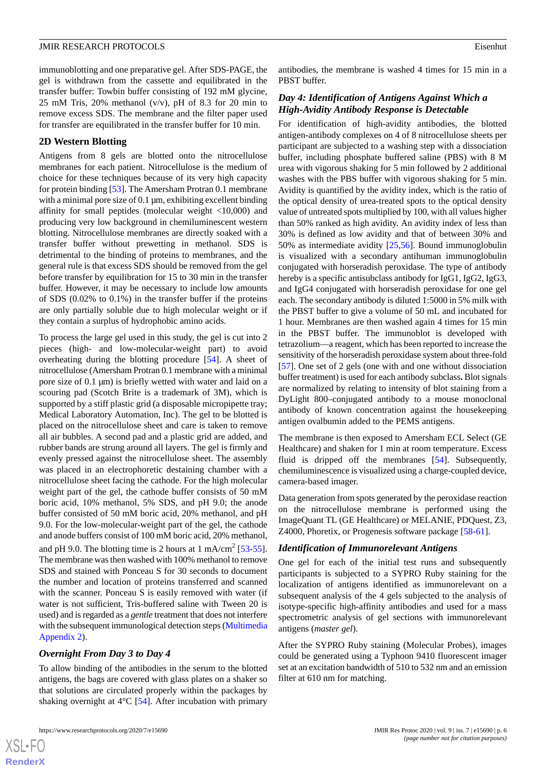immunoblotting and one preparative gel. After SDS-PAGE, the gel is withdrawn from the cassette and equilibrated in the transfer buffer: Towbin buffer consisting of 192 mM glycine, 25 mM Tris, 20% methanol (v/v), pH of 8.3 for 20 min to remove excess SDS. The membrane and the filter paper used for transfer are equilibrated in the transfer buffer for 10 min.

### 2D Western Blotting

Antigens from 8 gels are blotted onto the nitrocellulose membranes for each patient. Nitrocellulose is the medium of choice for these techniques because of its very high capacity for protein binding [53]. The Amersham Protran 0.1 membrane with a minimal pore size of 0.1 µm, exhibiting excellent binding affinity for small peptides (molecular weight <10,000) and producing very low background in chemiluminescent western blotting. Nitrocellulose membranes are directly soaked with a transfer buffer without prewetting in methanol. SDS is detrimental to the binding of proteins to membranes, and the general rule is that excess SDS should be removed from the gel before transfer by equilibration for 15 to 30 min in the transfer buffer. However, it may be necessary to include low amounts of SDS (0.02% to 0.1%) in the transfer buffer if the proteins are only partially soluble due to high molecular weight or if they contain a surplus of hydrophobic amino acids.

To process the large gel used in this study, the gel is cut into 2 pieces (high- and low-molecular-weight part) to avoid overheating during the blotting procedure [54]. A sheet of nitrocellulose (Amersham Protran 0.1 membrane with a minimal pore size of 0.1 µm) is briefly wetted with water and laid on a scouring pad (Scotch Brite is a trademark of 3M), which is supported by a stiff plastic grid (a disposable micropipette tray; Medical Laboratory Automation, Inc). The gel to be blotted is placed on the nitrocellulose sheet and care is taken to remove all air bubbles. A second pad and a plastic grid are added, and rubber bands are strung around all layers. The gel is firmly and evenly pressed against the nitrocellulose sheet. The assembly was placed in an electrophoretic destaining chamber with a nitrocellulose sheet facing the cathode. For the high molecular weight part of the gel, the cathode buffer consists of 50 mM boric acid, 10% methanol, 5% SDS, and pH 9.0; the anode buffer consisted of 50 mM boric acid, 20% methanol, and pH 9.0. For the low-molecular-weight part of the gel, the cathode and anode buffers consist of 100 mM boric acid, 20% methanol, and pH 9.0. The blotting time is 2 hours at 1 mA/cm$^2$ [53-55]. The membrane was then washed with 100% methanol to remove SDS and stained with Ponceau S for 30 seconds to document the number and location of proteins transferred and scanned with the scanner. Ponceau S is easily removed with water (if water is not sufficient, Tris-buffered saline with Tween 20 is used) and is regarded as a *gentle* treatment that does not interfere with the subsequent immunological detection steps (Multimedia Appendix 2).

### *Overnight From Day 3 to Day 4*

To allow binding of the antibodies in the serum to the blotted antigens, the bags are covered with glass plates on a shaker so that solutions are circulated properly within the packages by shaking overnight at 4°C [54]. After incubation with primary antibodies, the membrane is washed 4 times for 15 min in a PBST buffer.

### *Day 4: Identification of Antigens Against Which a High-Avidity Antibody Response is Detectable*

For identification of high-avidity antibodies, the blotted antigen-antibody complexes on 4 of 8 nitrocellulose sheets per participant are subjected to a washing step with a dissociation buffer, including phosphate buffered saline (PBS) with 8 M urea with vigorous shaking for 5 min followed by 2 additional washes with the PBS buffer with vigorous shaking for 5 min. Avidity is quantified by the avidity index, which is the ratio of the optical density of urea-treated spots to the optical density value of untreated spots multiplied by 100, with all values higher than 50% ranked as high avidity. An avidity index of less than 30% is defined as low avidity and that of between 30% and 50% as intermediate avidity [25,56]. Bound immunoglobulin is visualized with a secondary antihuman immunoglobulin conjugated with horseradish peroxidase. The type of antibody hereby is a specific antisubclass antibody for IgG1, IgG2, IgG3, and IgG4 conjugated with horseradish peroxidase for one gel each. The secondary antibody is diluted 1:5000 in 5% milk with the PBST buffer to give a volume of 50 mL and incubated for 1 hour. Membranes are then washed again 4 times for 15 min in the PBST buffer. The immunoblot is developed with tetrazolium—a reagent, which has been reported to increase the sensitivity of the horseradish peroxidase system about three-fold [57]. One set of 2 gels (one with and one without dissociation buffer treatment) is used for each antibody subclass**.** Blot signals are normalized by relating to intensity of blot staining from a DyLight 800–conjugated antibody to a mouse monoclonal antibody of known concentration against the housekeeping antigen ovalbumin added to the PEMS antigens.

The membrane is then exposed to Amersham ECL Select (GE Healthcare) and shaken for 1 min at room temperature. Excess fluid is dripped off the membranes [54]. Subsequently, chemiluminescence is visualized using a charge-coupled device, camera-based imager.

Data generation from spots generated by the peroxidase reaction on the nitrocellulose membrane is performed using the ImageQuant TL (GE Healthcare) or MELANIE, PDQuest, Z3, Z4000, Phoretix, or Progenesis software package [58-61].

### *Identification of Immunorelevant Antigens*

One gel for each of the initial test runs and subsequently participants is subjected to a SYPRO Ruby staining for the localization of antigens identified as immunorelevant on a subsequent analysis of the 4 gels subjected to the analysis of isotype-specific high-affinity antibodies and used for a mass spectrometric analysis of gel sections with immunorelevant antigens (*master gel*).

After the SYPRO Ruby staining (Molecular Probes), images could be generated using a Typhoon 9410 fluorescent imager set at an excitation bandwidth of 510 to 532 nm and an emission filter at 610 nm for matching.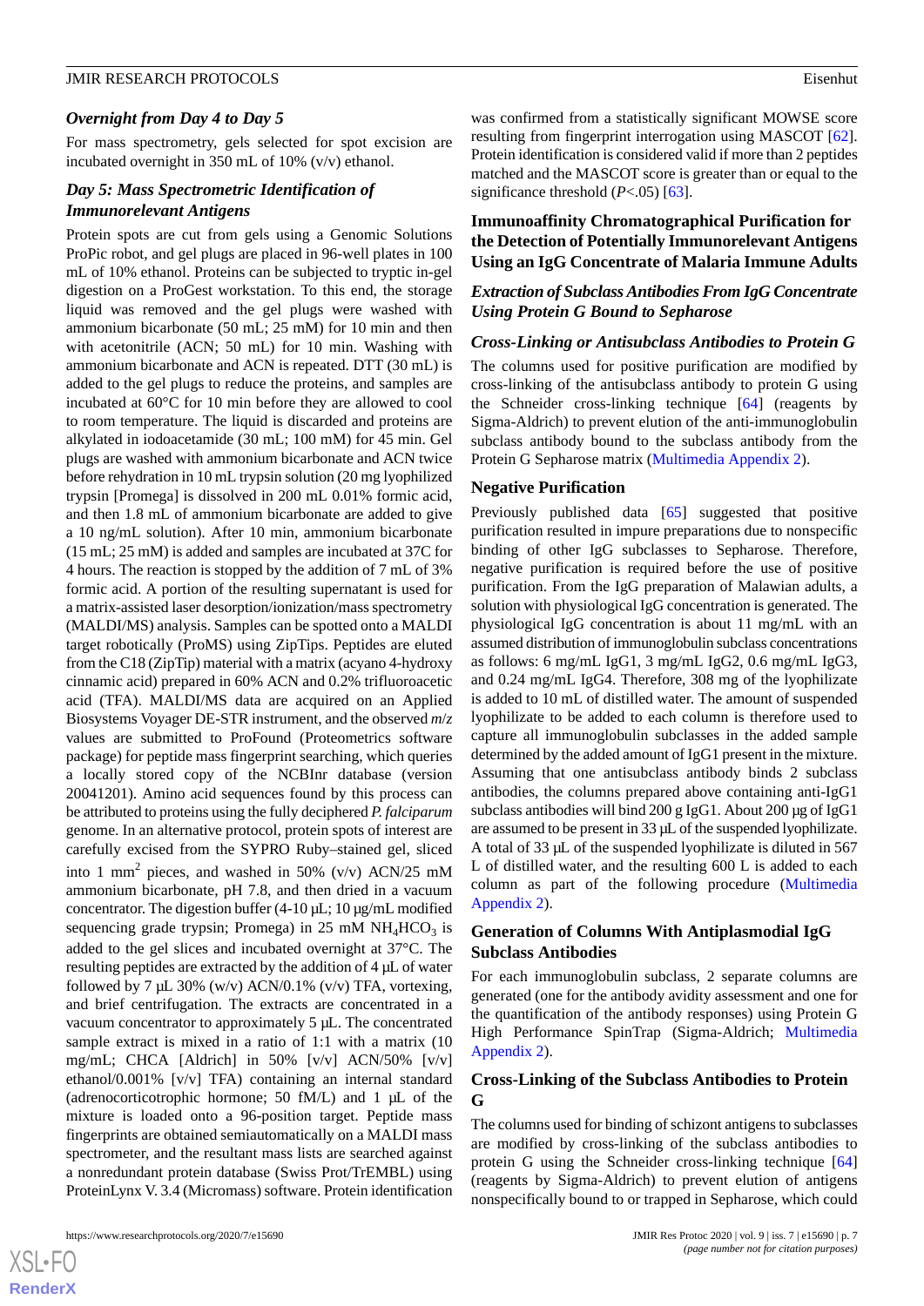### Overnight from Day 4 to Day 5

For mass spectrometry, gels selected for spot excision are incubated overnight in 350 mL of 10% (v/v) ethanol.

### Day 5: Mass Spectrometric Identification of Immunorelevant Antigens

Protein spots are cut from gels using a Genomic Solutions ProPic robot, and gel plugs are placed in 96-well plates in 100 mL of 10% ethanol. Proteins can be subjected to tryptic in-gel digestion on a ProGest workstation. To this end, the storage liquid was removed and the gel plugs were washed with ammonium bicarbonate (50 mL; 25 mM) for 10 min and then with acetonitrile (ACN; 50 mL) for 10 min. Washing with ammonium bicarbonate and ACN is repeated. DTT (30 mL) is added to the gel plugs to reduce the proteins, and samples are incubated at 60°C for 10 min before they are allowed to cool to room temperature. The liquid is discarded and proteins are alkylated in iodoacetamide (30 mL; 100 mM) for 45 min. Gel plugs are washed with ammonium bicarbonate and ACN twice before rehydration in 10 mL trypsin solution (20 mg lyophilized trypsin [Promega] is dissolved in 200 mL 0.01% formic acid, and then 1.8 mL of ammonium bicarbonate are added to give a 10 ng/mL solution). After 10 min, ammonium bicarbonate (15 mL; 25 mM) is added and samples are incubated at 37C for 4 hours. The reaction is stopped by the addition of 7 mL of 3% formic acid. A portion of the resulting supernatant is used for a matrix-assisted laser desorption/ionization/mass spectrometry (MALDI/MS) analysis. Samples can be spotted onto a MALDI target robotically (ProMS) using ZipTips. Peptides are eluted from the C18 (ZipTip) material with a matrix (acyano 4-hydroxy cinnamic acid) prepared in 60% ACN and 0.2% trifluoroacetic acid (TFA). MALDI/MS data are acquired on an Applied Biosystems Voyager DE-STR instrument, and the observed *m/z* values are submitted to ProFound (Proteometrics software package) for peptide mass fingerprint searching, which queries a locally stored copy of the NCBInr database (version 20041201). Amino acid sequences found by this process can be attributed to proteins using the fully deciphered *P. falciparum* genome. In an alternative protocol, protein spots of interest are carefully excised from the SYPRO Ruby–stained gel, sliced into 1 $mm^2$ pieces, and washed in 50% (v/v) ACN/25 mM ammonium bicarbonate, pH 7.8, and then dried in a vacuum concentrator. The digestion buffer (4-10 µL; 10 µg/mL modified sequencing grade trypsin; Promega) in 25 mM $NH_4HCO_3$ is added to the gel slices and incubated overnight at 37°C. The resulting peptides are extracted by the addition of 4 µL of water followed by 7 µL 30% (w/v) ACN/0.1% (v/v) TFA, vortexing, and brief centrifugation. The extracts are concentrated in a vacuum concentrator to approximately 5 µL. The concentrated sample extract is mixed in a ratio of 1:1 with a matrix (10 mg/mL; CHCA [Aldrich] in 50% [v/v] ACN/50% [v/v] ethanol/0.001% [v/v] TFA) containing an internal standard (adrenocorticotrophic hormone; 50 fM/L) and 1 µL of the mixture is loaded onto a 96-position target. Peptide mass fingerprints are obtained semiautomatically on a MALDI mass spectrometer, and the resultant mass lists are searched against a nonredundant protein database (Swiss Prot/TrEMBL) using ProteinLynx V. 3.4 (Micromass) software. Protein identification was confirmed from a statistically significant MOWSE score resulting from fingerprint interrogation using MASCOT [62]. Protein identification is considered valid if more than 2 peptides matched and the MASCOT score is greater than or equal to the significance threshold ($P$<.05) [63].

## Immunoaffinity Chromatographical Purification for the Detection of Potentially Immunorelevant Antigens Using an IgG Concentrate of Malaria Immune Adults

### Extraction of Subclass Antibodies From IgG Concentrate Using Protein G Bound to Sepharose

### Cross-Linking or Antisubclass Antibodies to Protein G

The columns used for positive purification are modified by cross-linking of the antisubclass antibody to protein G using the Schneider cross-linking technique [64] (reagents by Sigma-Aldrich) to prevent elution of the anti-immunoglobulin subclass antibody bound to the subclass antibody from the Protein G Sepharose matrix (Multimedia Appendix 2).

### Negative Purification

Previously published data [65] suggested that positive purification resulted in impure preparations due to nonspecific binding of other IgG subclasses to Sepharose. Therefore, negative purification is required before the use of positive purification. From the IgG preparation of Malawian adults, a solution with physiological IgG concentration is generated. The physiological IgG concentration is about 11 mg/mL with an assumed distribution of immunoglobulin subclass concentrations as follows: 6 mg/mL IgG1, 3 mg/mL IgG2, 0.6 mg/mL IgG3, and 0.24 mg/mL IgG4. Therefore, 308 mg of the lyophilizate is added to 10 mL of distilled water. The amount of suspended lyophilizate to be added to each column is therefore used to capture all immunoglobulin subclasses in the added sample determined by the added amount of IgG1 present in the mixture. Assuming that one antisubclass antibody binds 2 subclass antibodies, the columns prepared above containing anti-IgG1 subclass antibodies will bind 200 g IgG1. About 200 µg of IgG1 are assumed to be present in 33 µL of the suspended lyophilizate. A total of 33 µL of the suspended lyophilizate is diluted in 567 L of distilled water, and the resulting 600 L is added to each column as part of the following procedure (Multimedia Appendix 2).

### Generation of Columns With Antiplasmodial IgG Subclass Antibodies

For each immunoglobulin subclass, 2 separate columns are generated (one for the antibody avidity assessment and one for the quantification of the antibody responses) using Protein G High Performance SpinTrap (Sigma-Aldrich; Multimedia Appendix 2).

### Cross-Linking of the Subclass Antibodies to Protein G

The columns used for binding of schizont antigens to subclasses are modified by cross-linking of the subclass antibodies to protein G using the Schneider cross-linking technique [64] (reagents by Sigma-Aldrich) to prevent elution of antigens nonspecifically bound to or trapped in Sepharose, which could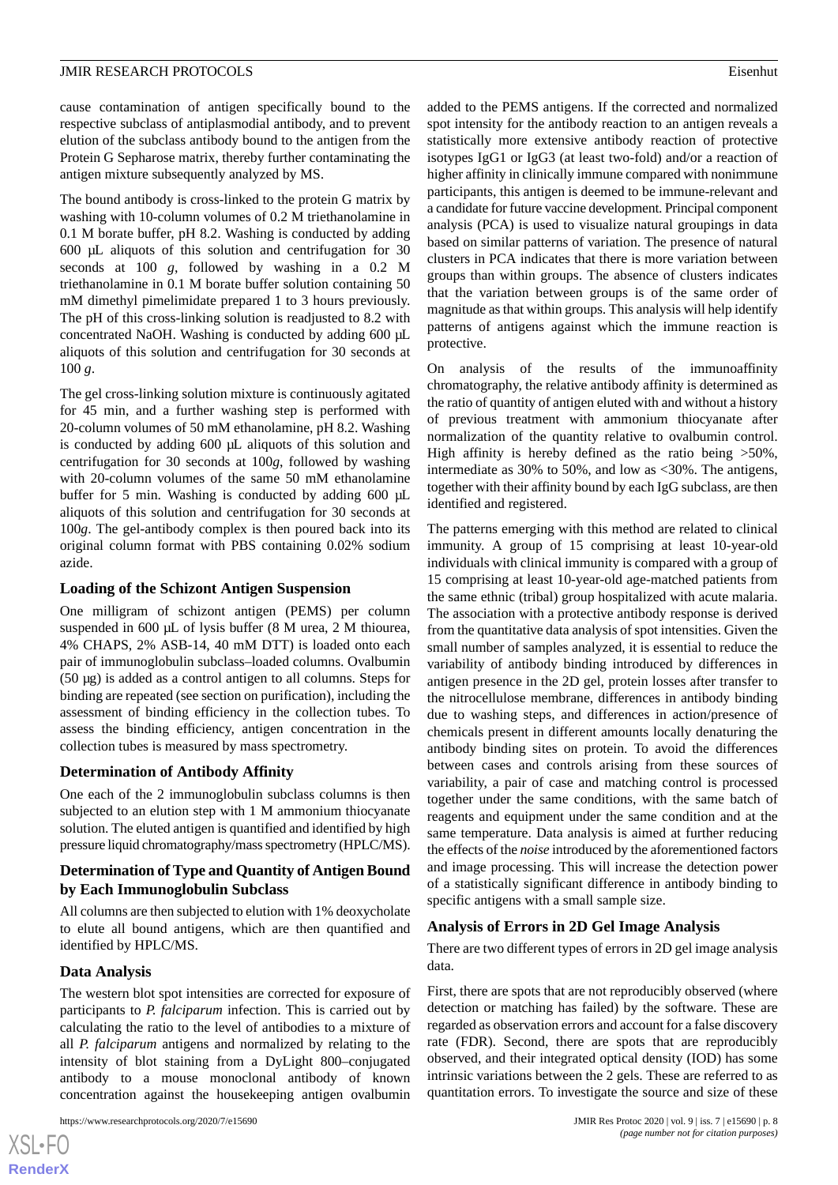cause contamination of antigen specifically bound to the respective subclass of antiplasmodial antibody, and to prevent elution of the subclass antibody bound to the antigen from the Protein G Sepharose matrix, thereby further contaminating the antigen mixture subsequently analyzed by MS.

The bound antibody is cross-linked to the protein G matrix by washing with 10-column volumes of 0.2 M triethanolamine in 0.1 M borate buffer, pH 8.2. Washing is conducted by adding 600 µL aliquots of this solution and centrifugation for 30 seconds at 100 *g*, followed by washing in a 0.2 M triethanolamine in 0.1 M borate buffer solution containing 50 mM dimethyl pimelimidate prepared 1 to 3 hours previously. The pH of this cross-linking solution is readjusted to 8.2 with concentrated NaOH. Washing is conducted by adding 600 µL aliquots of this solution and centrifugation for 30 seconds at 100 *g*.

The gel cross-linking solution mixture is continuously agitated for 45 min, and a further washing step is performed with 20-column volumes of 50 mM ethanolamine, pH 8.2. Washing is conducted by adding 600 µL aliquots of this solution and centrifugation for 30 seconds at 100*g*, followed by washing with 20-column volumes of the same 50 mM ethanolamine buffer for 5 min. Washing is conducted by adding 600 µL aliquots of this solution and centrifugation for 30 seconds at 100*g*. The gel-antibody complex is then poured back into its original column format with PBS containing 0.02% sodium azide.

### Loading of the Schizont Antigen Suspension

One milligram of schizont antigen (PEMS) per column suspended in 600 µL of lysis buffer (8 M urea, 2 M thiourea, 4% CHAPS, 2% ASB-14, 40 mM DTT) is loaded onto each pair of immunoglobulin subclass–loaded columns. Ovalbumin (50 µg) is added as a control antigen to all columns. Steps for binding are repeated (see section on purification), including the assessment of binding efficiency in the collection tubes. To assess the binding efficiency, antigen concentration in the collection tubes is measured by mass spectrometry.

### Determination of Antibody Affinity

One each of the 2 immunoglobulin subclass columns is then subjected to an elution step with 1 M ammonium thiocyanate solution. The eluted antigen is quantified and identified by high pressure liquid chromatography/mass spectrometry (HPLC/MS).

### Determination of Type and Quantity of Antigen Bound by Each Immunoglobulin Subclass

All columns are then subjected to elution with 1% deoxycholate to elute all bound antigens, which are then quantified and identified by HPLC/MS.

### Data Analysis

The western blot spot intensities are corrected for exposure of participants to *P. falciparum* infection. This is carried out by calculating the ratio to the level of antibodies to a mixture of all *P. falciparum* antigens and normalized by relating to the intensity of blot staining from a DyLight 800–conjugated antibody to a mouse monoclonal antibody of known concentration against the housekeeping antigen ovalbumin added to the PEMS antigens. If the corrected and normalized spot intensity for the antibody reaction to an antigen reveals a statistically more extensive antibody reaction of protective isotypes IgG1 or IgG3 (at least two-fold) and/or a reaction of higher affinity in clinically immune compared with nonimmune participants, this antigen is deemed to be immune-relevant and a candidate for future vaccine development. Principal component analysis (PCA) is used to visualize natural groupings in data based on similar patterns of variation. The presence of natural clusters in PCA indicates that there is more variation between groups than within groups. The absence of clusters indicates that the variation between groups is of the same order of magnitude as that within groups. This analysis will help identify patterns of antigens against which the immune reaction is protective.

On analysis of the results of the immunoaffinity chromatography, the relative antibody affinity is determined as the ratio of quantity of antigen eluted with and without a history of previous treatment with ammonium thiocyanate after normalization of the quantity relative to ovalbumin control. High affinity is hereby defined as the ratio being >50%, intermediate as 30% to 50%, and low as <30%. The antigens, together with their affinity bound by each IgG subclass, are then identified and registered.

The patterns emerging with this method are related to clinical immunity. A group of 15 comprising at least 10-year-old individuals with clinical immunity is compared with a group of 15 comprising at least 10-year-old age-matched patients from the same ethnic (tribal) group hospitalized with acute malaria. The association with a protective antibody response is derived from the quantitative data analysis of spot intensities. Given the small number of samples analyzed, it is essential to reduce the variability of antibody binding introduced by differences in antigen presence in the 2D gel, protein losses after transfer to the nitrocellulose membrane, differences in antibody binding due to washing steps, and differences in action/presence of chemicals present in different amounts locally denaturing the antibody binding sites on protein. To avoid the differences between cases and controls arising from these sources of variability, a pair of case and matching control is processed together under the same conditions, with the same batch of reagents and equipment under the same condition and at the same temperature. Data analysis is aimed at further reducing the effects of the *noise* introduced by the aforementioned factors and image processing. This will increase the detection power of a statistically significant difference in antibody binding to specific antigens with a small sample size.

### Analysis of Errors in 2D Gel Image Analysis

There are two different types of errors in 2D gel image analysis data.

First, there are spots that are not reproducibly observed (where detection or matching has failed) by the software. These are regarded as observation errors and account for a false discovery rate (FDR). Second, there are spots that are reproducibly observed, and their integrated optical density (IOD) has some intrinsic variations between the 2 gels. These are referred to as quantitation errors. To investigate the source and size of these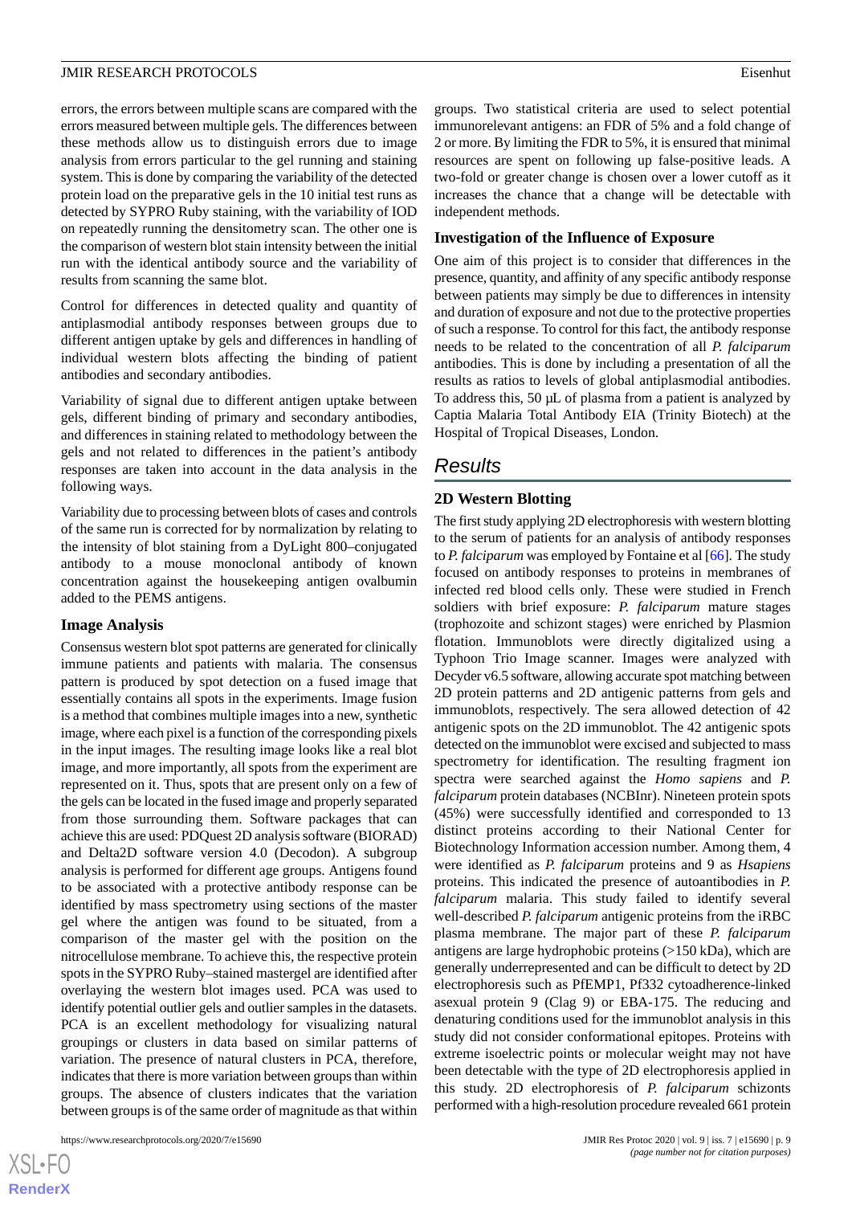errors, the errors between multiple scans are compared with the errors measured between multiple gels. The differences between these methods allow us to distinguish errors due to image analysis from errors particular to the gel running and staining system. This is done by comparing the variability of the detected protein load on the preparative gels in the 10 initial test runs as detected by SYPRO Ruby staining, with the variability of IOD on repeatedly running the densitometry scan. The other one is the comparison of western blot stain intensity between the initial run with the identical antibody source and the variability of results from scanning the same blot.

Control for differences in detected quality and quantity of antiplasmodial antibody responses between groups due to different antigen uptake by gels and differences in handling of individual western blots affecting the binding of patient antibodies and secondary antibodies.

Variability of signal due to different antigen uptake between gels, different binding of primary and secondary antibodies, and differences in staining related to methodology between the gels and not related to differences in the patient's antibody responses are taken into account in the data analysis in the following ways.

Variability due to processing between blots of cases and controls of the same run is corrected for by normalization by relating to the intensity of blot staining from a DyLight 800–conjugated antibody to a mouse monoclonal antibody of known concentration against the housekeeping antigen ovalbumin added to the PEMS antigens.

### Image Analysis

Consensus western blot spot patterns are generated for clinically immune patients and patients with malaria. The consensus pattern is produced by spot detection on a fused image that essentially contains all spots in the experiments. Image fusion is a method that combines multiple images into a new, synthetic image, where each pixel is a function of the corresponding pixels in the input images. The resulting image looks like a real blot image, and more importantly, all spots from the experiment are represented on it. Thus, spots that are present only on a few of the gels can be located in the fused image and properly separated from those surrounding them. Software packages that can achieve this are used: PDQuest 2D analysis software (BIORAD) and Delta2D software version 4.0 (Decodon). A subgroup analysis is performed for different age groups. Antigens found to be associated with a protective antibody response can be identified by mass spectrometry using sections of the master gel where the antigen was found to be situated, from a comparison of the master gel with the position on the nitrocellulose membrane. To achieve this, the respective protein spots in the SYPRO Ruby–stained mastergel are identified after overlaying the western blot images used. PCA was used to identify potential outlier gels and outlier samples in the datasets. PCA is an excellent methodology for visualizing natural groupings or clusters in data based on similar patterns of variation. The presence of natural clusters in PCA, therefore, indicates that there is more variation between groups than within groups. The absence of clusters indicates that the variation between groups is of the same order of magnitude as that within groups. Two statistical criteria are used to select potential immunorelevant antigens: an FDR of 5% and a fold change of 2 or more. By limiting the FDR to 5%, it is ensured that minimal resources are spent on following up false-positive leads. A two-fold or greater change is chosen over a lower cutoff as it increases the chance that a change will be detectable with independent methods.

### Investigation of the Influence of Exposure

One aim of this project is to consider that differences in the presence, quantity, and affinity of any specific antibody response between patients may simply be due to differences in intensity and duration of exposure and not due to the protective properties of such a response. To control for this fact, the antibody response needs to be related to the concentration of all *P. falciparum* antibodies. This is done by including a presentation of all the results as ratios to levels of global antiplasmodial antibodies. To address this, 50 µL of plasma from a patient is analyzed by Captia Malaria Total Antibody EIA (Trinity Biotech) at the Hospital of Tropical Diseases, London.

## Results

### 2D Western Blotting

The first study applying 2D electrophoresis with western blotting to the serum of patients for an analysis of antibody responses to *P. falciparum* was employed by Fontaine et al [66]. The study focused on antibody responses to proteins in membranes of infected red blood cells only. These were studied in French soldiers with brief exposure: *P. falciparum* mature stages (trophozoite and schizont stages) were enriched by Plasmion flotation. Immunoblots were directly digitalized using a Typhoon Trio Image scanner. Images were analyzed with Decyder v6.5 software, allowing accurate spot matching between 2D protein patterns and 2D antigenic patterns from gels and immunoblots, respectively. The sera allowed detection of 42 antigenic spots on the 2D immunoblot. The 42 antigenic spots detected on the immunoblot were excised and subjected to mass spectrometry for identification. The resulting fragment ion spectra were searched against the *Homo sapiens* and *P. falciparum* protein databases (NCBInr). Nineteen protein spots (45%) were successfully identified and corresponded to 13 distinct proteins according to their National Center for Biotechnology Information accession number. Among them, 4 were identified as *P. falciparum* proteins and 9 as *Hsapiens* proteins. This indicated the presence of autoantibodies in *P. falciparum* malaria. This study failed to identify several well-described *P. falciparum* antigenic proteins from the iRBC plasma membrane. The major part of these *P. falciparum* antigens are large hydrophobic proteins (>150 kDa), which are generally underrepresented and can be difficult to detect by 2D electrophoresis such as PfEMP1, Pf332 cytoadherence-linked asexual protein 9 (Clag 9) or EBA-175. The reducing and denaturing conditions used for the immunoblot analysis in this study did not consider conformational epitopes. Proteins with extreme isoelectric points or molecular weight may not have been detectable with the type of 2D electrophoresis applied in this study. 2D electrophoresis of *P. falciparum* schizonts performed with a high-resolution procedure revealed 661 protein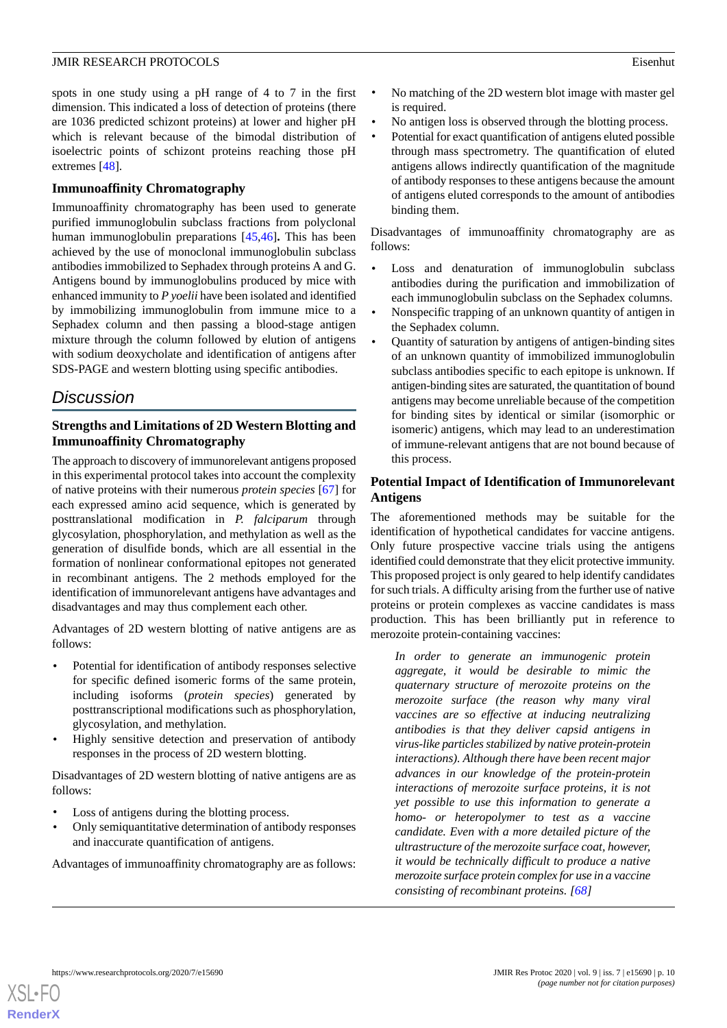spots in one study using a pH range of 4 to 7 in the first dimension. This indicated a loss of detection of proteins (there are 1036 predicted schizont proteins) at lower and higher pH which is relevant because of the bimodal distribution of isoelectric points of schizont proteins reaching those pH extremes [48].

### Immunoaffinity Chromatography

Immunoaffinity chromatography has been used to generate purified immunoglobulin subclass fractions from polyclonal human immunoglobulin preparations [45,46]**.** This has been achieved by the use of monoclonal immunoglobulin subclass antibodies immobilized to Sephadex through proteins A and G. Antigens bound by immunoglobulins produced by mice with enhanced immunity to *P yoelii* have been isolated and identified by immobilizing immunoglobulin from immune mice to a Sephadex column and then passing a blood-stage antigen mixture through the column followed by elution of antigens with sodium deoxycholate and identification of antigens after SDS-PAGE and western blotting using specific antibodies.

## Discussion

### Strengths and Limitations of 2D Western Blotting and Immunoaffinity Chromatography

The approach to discovery of immunorelevant antigens proposed in this experimental protocol takes into account the complexity of native proteins with their numerous *protein species* [67] for each expressed amino acid sequence, which is generated by posttranslational modification in *P. falciparum* through glycosylation, phosphorylation, and methylation as well as the generation of disulfide bonds, which are all essential in the formation of nonlinear conformational epitopes not generated in recombinant antigens. The 2 methods employed for the identification of immunorelevant antigens have advantages and disadvantages and may thus complement each other.

Advantages of 2D western blotting of native antigens are as follows:

- Potential for identification of antibody responses selective for specific defined isomeric forms of the same protein, including isoforms (*protein species*) generated by posttranscriptional modifications such as phosphorylation, glycosylation, and methylation.
- Highly sensitive detection and preservation of antibody responses in the process of 2D western blotting.

Disadvantages of 2D western blotting of native antigens are as follows:

- Loss of antigens during the blotting process.
- Only semiquantitative determination of antibody responses and inaccurate quantification of antigens.

Advantages of immunoaffinity chromatography are as follows:

- No matching of the 2D western blot image with master gel is required.
- No antigen loss is observed through the blotting process.
- Potential for exact quantification of antigens eluted possible through mass spectrometry. The quantification of eluted antigens allows indirectly quantification of the magnitude of antibody responses to these antigens because the amount of antigens eluted corresponds to the amount of antibodies binding them.

Disadvantages of immunoaffinity chromatography are as follows:

- Loss and denaturation of immunoglobulin subclass antibodies during the purification and immobilization of each immunoglobulin subclass on the Sephadex columns.
- Nonspecific trapping of an unknown quantity of antigen in the Sephadex column.
- Quantity of saturation by antigens of antigen-binding sites of an unknown quantity of immobilized immunoglobulin subclass antibodies specific to each epitope is unknown. If antigen-binding sites are saturated, the quantitation of bound antigens may become unreliable because of the competition for binding sites by identical or similar (isomorphic or isomeric) antigens, which may lead to an underestimation of immune-relevant antigens that are not bound because of this process.

### Potential Impact of Identification of Immunorelevant Antigens

The aforementioned methods may be suitable for the identification of hypothetical candidates for vaccine antigens. Only future prospective vaccine trials using the antigens identified could demonstrate that they elicit protective immunity. This proposed project is only geared to help identify candidates for such trials. A difficulty arising from the further use of native proteins or protein complexes as vaccine candidates is mass production. This has been brilliantly put in reference to merozoite protein-containing vaccines:

> *In order to generate an immunogenic protein aggregate, it would be desirable to mimic the quaternary structure of merozoite proteins on the merozoite surface (the reason why many viral vaccines are so effective at inducing neutralizing antibodies is that they deliver capsid antigens in virus-like particles stabilized by native protein-protein interactions). Although there have been recent major advances in our knowledge of the protein-protein interactions of merozoite surface proteins, it is not yet possible to use this information to generate a homo- or heteropolymer to test as a vaccine candidate. Even with a more detailed picture of the ultrastructure of the merozoite surface coat, however, it would be technically difficult to produce a native merozoite surface protein complex for use in a vaccine consisting of recombinant proteins.* [68]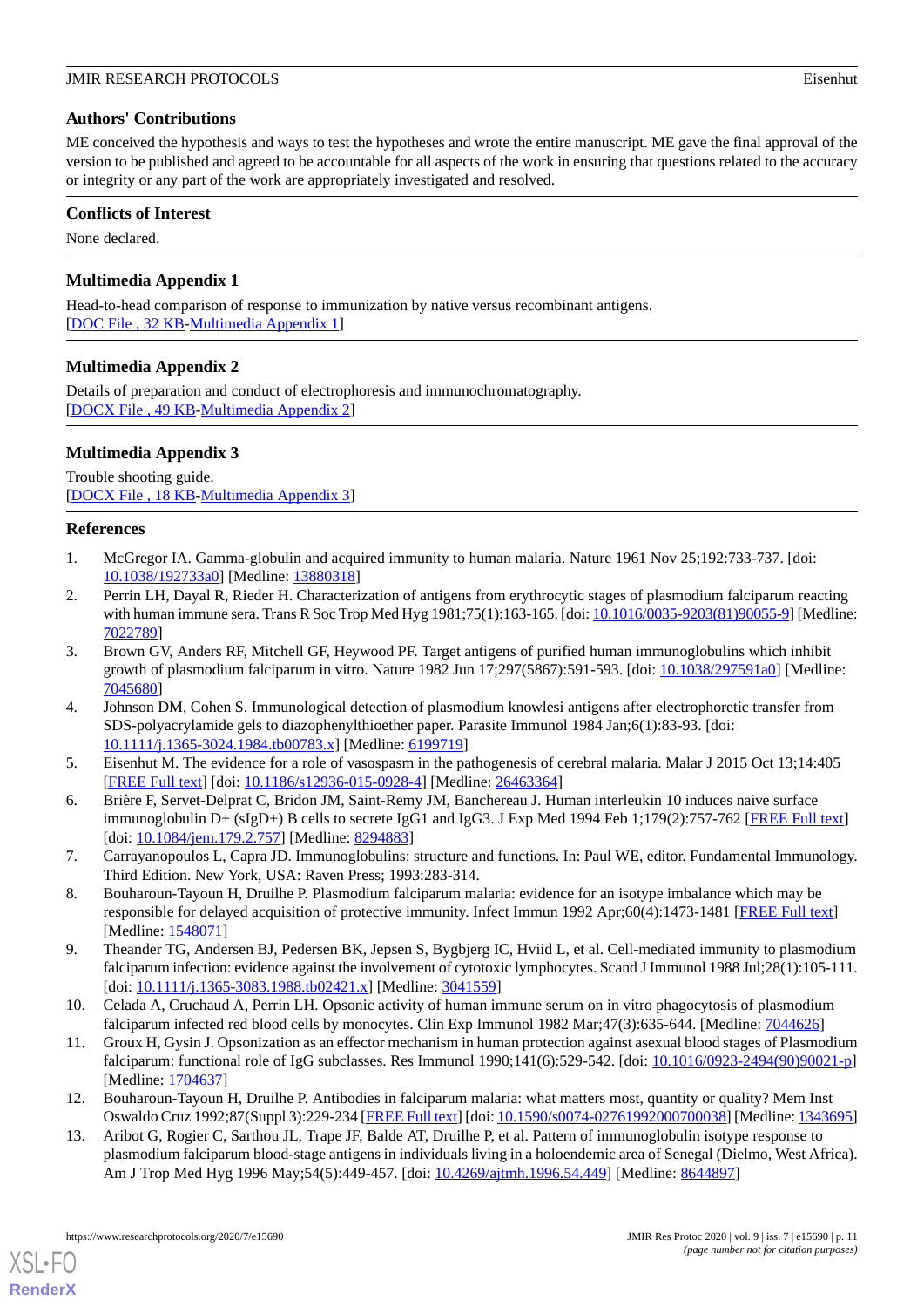## Authors' Contributions

ME conceived the hypothesis and ways to test the hypotheses and wrote the entire manuscript. ME gave the final approval of the version to be published and agreed to be accountable for all aspects of the work in ensuring that questions related to the accuracy or integrity or any part of the work are appropriately investigated and resolved.

## Conflicts of Interest

None declared.

## Multimedia Appendix 1

Head-to-head comparison of response to immunization by native versus recombinant antigens.
[DOC File , 32 KB-Multimedia Appendix 1]

## Multimedia Appendix 2

Details of preparation and conduct of electrophoresis and immunochromatography.
[DOCX File , 49 KB-Multimedia Appendix 2]

## Multimedia Appendix 3

Trouble shooting guide.
[DOCX File , 18 KB-Multimedia Appendix 3]

## References

1. McGregor IA. Gamma-globulin and acquired immunity to human malaria. Nature 1961 Nov 25;192:733-737. [doi: 10.1038/192733a0] [Medline: 13880318]
2. Perrin LH, Dayal R, Rieder H. Characterization of antigens from erythrocytic stages of plasmodium falciparum reacting with human immune sera. Trans R Soc Trop Med Hyg 1981;75(1):163-165. [doi: 10.1016/0035-9203(81)90055-9] [Medline: 7022789]
3. Brown GV, Anders RF, Mitchell GF, Heywood PF. Target antigens of purified human immunoglobulins which inhibit growth of plasmodium falciparum in vitro. Nature 1982 Jun 17;297(5867):591-593. [doi: 10.1038/297591a0] [Medline: 7045680]
4. Johnson DM, Cohen S. Immunological detection of plasmodium knowlesi antigens after electrophoretic transfer from SDS-polyacrylamide gels to diazophenylthioether paper. Parasite Immunol 1984 Jan;6(1):83-93. [doi: 10.1111/j.1365-3024.1984.tb00783.x] [Medline: 6199719]
5. Eisenhut M. The evidence for a role of vasospasm in the pathogenesis of cerebral malaria. Malar J 2015 Oct 13;14:405 [FREE Full text] [doi: 10.1186/s12936-015-0928-4] [Medline: 26463364]
6. Brière F, Servet-Delprat C, Bridon JM, Saint-Remy JM, Banchereau J. Human interleukin 10 induces naive surface immunoglobulin D+ (sIgD+) B cells to secrete IgG1 and IgG3. J Exp Med 1994 Feb 1;179(2):757-762 [FREE Full text] [doi: 10.1084/jem.179.2.757] [Medline: 8294883]
7. Carrayanopoulos L, Capra JD. Immunoglobulins: structure and functions. In: Paul WE, editor. Fundamental Immunology. Third Edition. New York, USA: Raven Press; 1993:283-314.
8. Bouharoun-Tayoun H, Druilhe P. Plasmodium falciparum malaria: evidence for an isotype imbalance which may be responsible for delayed acquisition of protective immunity. Infect Immun 1992 Apr;60(4):1473-1481 [FREE Full text] [Medline: 1548071]
9. Theander TG, Andersen BJ, Pedersen BK, Jepsen S, Bygbjerg IC, Hviid L, et al. Cell-mediated immunity to plasmodium falciparum infection: evidence against the involvement of cytotoxic lymphocytes. Scand J Immunol 1988 Jul;28(1):105-111. [doi: 10.1111/j.1365-3083.1988.tb02421.x] [Medline: 3041559]
10. Celada A, Cruchaud A, Perrin LH. Opsonic activity of human immune serum on in vitro phagocytosis of plasmodium falciparum infected red blood cells by monocytes. Clin Exp Immunol 1982 Mar;47(3):635-644. [Medline: 7044626]
11. Groux H, Gysin J. Opsonization as an effector mechanism in human protection against asexual blood stages of Plasmodium falciparum: functional role of IgG subclasses. Res Immunol 1990;141(6):529-542. [doi: 10.1016/0923-2494(90)90021-p] [Medline: 1704637]
12. Bouharoun-Tayoun H, Druilhe P. Antibodies in falciparum malaria: what matters most, quantity or quality? Mem Inst Oswaldo Cruz 1992;87(Suppl 3):229-234 [FREE Full text] [doi: 10.1590/s0074-02761992000700038] [Medline: 1343695]
13. Aribot G, Rogier C, Sarthou JL, Trape JF, Balde AT, Druilhe P, et al. Pattern of immunoglobulin isotype response to plasmodium falciparum blood-stage antigens in individuals living in a holoendemic area of Senegal (Dielmo, West Africa). Am J Trop Med Hyg 1996 May;54(5):449-457. [doi: 10.4269/ajtmh.1996.54.449] [Medline: 8644897]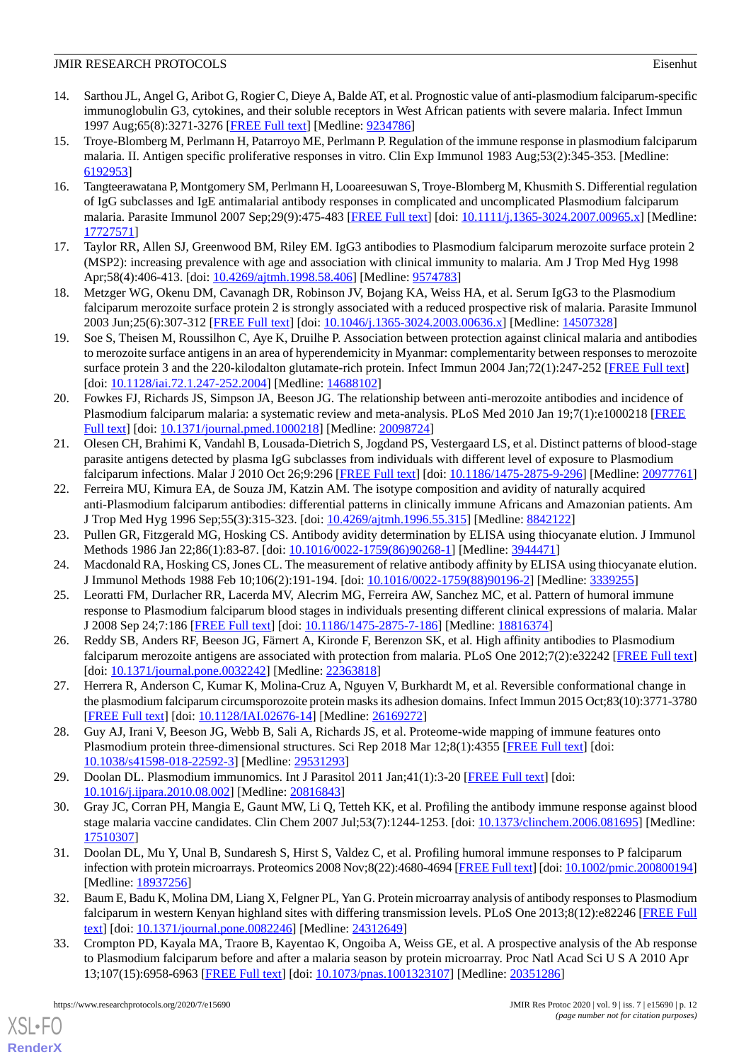14. Sarthou JL, Angel G, Aribot G, Rogier C, Dieye A, Balde AT, et al. Prognostic value of anti-plasmodium falciparum-specific immunoglobulin G3, cytokines, and their soluble receptors in West African patients with severe malaria. Infect Immun 1997 Aug;65(8):3271-3276 [FREE Full text] [Medline: 9234786]
15. Troye-Blomberg M, Perlmann H, Patarroyo ME, Perlmann P. Regulation of the immune response in plasmodium falciparum malaria. II. Antigen specific proliferative responses in vitro. Clin Exp Immunol 1983 Aug;53(2):345-353. [Medline: 6192953]
16. Tangteerawatana P, Montgomery SM, Perlmann H, Looareesuwan S, Troye-Blomberg M, Khusmith S. Differential regulation of IgG subclasses and IgE antimalarial antibody responses in complicated and uncomplicated Plasmodium falciparum malaria. Parasite Immunol 2007 Sep;29(9):475-483 [FREE Full text] [doi: 10.1111/j.1365-3024.2007.00965.x] [Medline: 17727571]
17. Taylor RR, Allen SJ, Greenwood BM, Riley EM. IgG3 antibodies to Plasmodium falciparum merozoite surface protein 2 (MSP2): increasing prevalence with age and association with clinical immunity to malaria. Am J Trop Med Hyg 1998 Apr;58(4):406-413. [doi: 10.4269/ajtmh.1998.58.406] [Medline: 9574783]
18. Metzger WG, Okenu DM, Cavanagh DR, Robinson JV, Bojang KA, Weiss HA, et al. Serum IgG3 to the Plasmodium falciparum merozoite surface protein 2 is strongly associated with a reduced prospective risk of malaria. Parasite Immunol 2003 Jun;25(6):307-312 [FREE Full text] [doi: 10.1046/j.1365-3024.2003.00636.x] [Medline: 14507328]
19. Soe S, Theisen M, Roussilhon C, Aye K, Druilhe P. Association between protection against clinical malaria and antibodies to merozoite surface antigens in an area of hyperendemicity in Myanmar: complementarity between responses to merozoite surface protein 3 and the 220-kilodalton glutamate-rich protein. Infect Immun 2004 Jan;72(1):247-252 [FREE Full text] [doi: 10.1128/iai.72.1.247-252.2004] [Medline: 14688102]
20. Fowkes FJ, Richards JS, Simpson JA, Beeson JG. The relationship between anti-merozoite antibodies and incidence of Plasmodium falciparum malaria: a systematic review and meta-analysis. PLoS Med 2010 Jan 19;7(1):e1000218 [FREE Full text] [doi: 10.1371/journal.pmed.1000218] [Medline: 20098724]
21. Olesen CH, Brahimi K, Vandahl B, Lousada-Dietrich S, Jogdand PS, Vestergaard LS, et al. Distinct patterns of blood-stage parasite antigens detected by plasma IgG subclasses from individuals with different level of exposure to Plasmodium falciparum infections. Malar J 2010 Oct 26;9:296 [FREE Full text] [doi: 10.1186/1475-2875-9-296] [Medline: 20977761]
22. Ferreira MU, Kimura EA, de Souza JM, Katzin AM. The isotype composition and avidity of naturally acquired anti-Plasmodium falciparum antibodies: differential patterns in clinically immune Africans and Amazonian patients. Am J Trop Med Hyg 1996 Sep;55(3):315-323. [doi: 10.4269/ajtmh.1996.55.315] [Medline: 8842122]
23. Pullen GR, Fitzgerald MG, Hosking CS. Antibody avidity determination by ELISA using thiocyanate elution. J Immunol Methods 1986 Jan 22;86(1):83-87. [doi: 10.1016/0022-1759(86)90268-1] [Medline: 3944471]
24. Macdonald RA, Hosking CS, Jones CL. The measurement of relative antibody affinity by ELISA using thiocyanate elution. J Immunol Methods 1988 Feb 10;106(2):191-194. [doi: 10.1016/0022-1759(88)90196-2] [Medline: 3339255]
25. Leoratti FM, Durlacher RR, Lacerda MV, Alecrim MG, Ferreira AW, Sanchez MC, et al. Pattern of humoral immune response to Plasmodium falciparum blood stages in individuals presenting different clinical expressions of malaria. Malar J 2008 Sep 24;7:186 [FREE Full text] [doi: 10.1186/1475-2875-7-186] [Medline: 18816374]
26. Reddy SB, Anders RF, Beeson JG, Färnert A, Kironde F, Berenzon SK, et al. High affinity antibodies to Plasmodium falciparum merozoite antigens are associated with protection from malaria. PLoS One 2012;7(2):e32242 [FREE Full text] [doi: 10.1371/journal.pone.0032242] [Medline: 22363818]
27. Herrera R, Anderson C, Kumar K, Molina-Cruz A, Nguyen V, Burkhardt M, et al. Reversible conformational change in the plasmodium falciparum circumsporozoite protein masks its adhesion domains. Infect Immun 2015 Oct;83(10):3771-3780 [FREE Full text] [doi: 10.1128/IAI.02676-14] [Medline: 26169272]
28. Guy AJ, Irani V, Beeson JG, Webb B, Sali A, Richards JS, et al. Proteome-wide mapping of immune features onto Plasmodium protein three-dimensional structures. Sci Rep 2018 Mar 12;8(1):4355 [FREE Full text] [doi: 10.1038/s41598-018-22592-3] [Medline: 29531293]
29. Doolan DL. Plasmodium immunomics. Int J Parasitol 2011 Jan;41(1):3-20 [FREE Full text] [doi: 10.1016/j.ijpara.2010.08.002] [Medline: 20816843]
30. Gray JC, Corran PH, Mangia E, Gaunt MW, Li Q, Tetteh KK, et al. Profiling the antibody immune response against blood stage malaria vaccine candidates. Clin Chem 2007 Jul;53(7):1244-1253. [doi: 10.1373/clinchem.2006.081695] [Medline: 17510307]
31. Doolan DL, Mu Y, Unal B, Sundaresh S, Hirst S, Valdez C, et al. Profiling humoral immune responses to P falciparum infection with protein microarrays. Proteomics 2008 Nov;8(22):4680-4694 [FREE Full text] [doi: 10.1002/pmic.200800194] [Medline: 18937256]
32. Baum E, Badu K, Molina DM, Liang X, Felgner PL, Yan G. Protein microarray analysis of antibody responses to Plasmodium falciparum in western Kenyan highland sites with differing transmission levels. PLoS One 2013;8(12):e82246 [FREE Full text] [doi: 10.1371/journal.pone.0082246] [Medline: 24312649]
33. Crompton PD, Kayala MA, Traore B, Kayentao K, Ongoiba A, Weiss GE, et al. A prospective analysis of the Ab response to Plasmodium falciparum before and after a malaria season by protein microarray. Proc Natl Acad Sci U S A 2010 Apr 13;107(15):6958-6963 [FREE Full text] [doi: 10.1073/pnas.1001323107] [Medline: 20351286]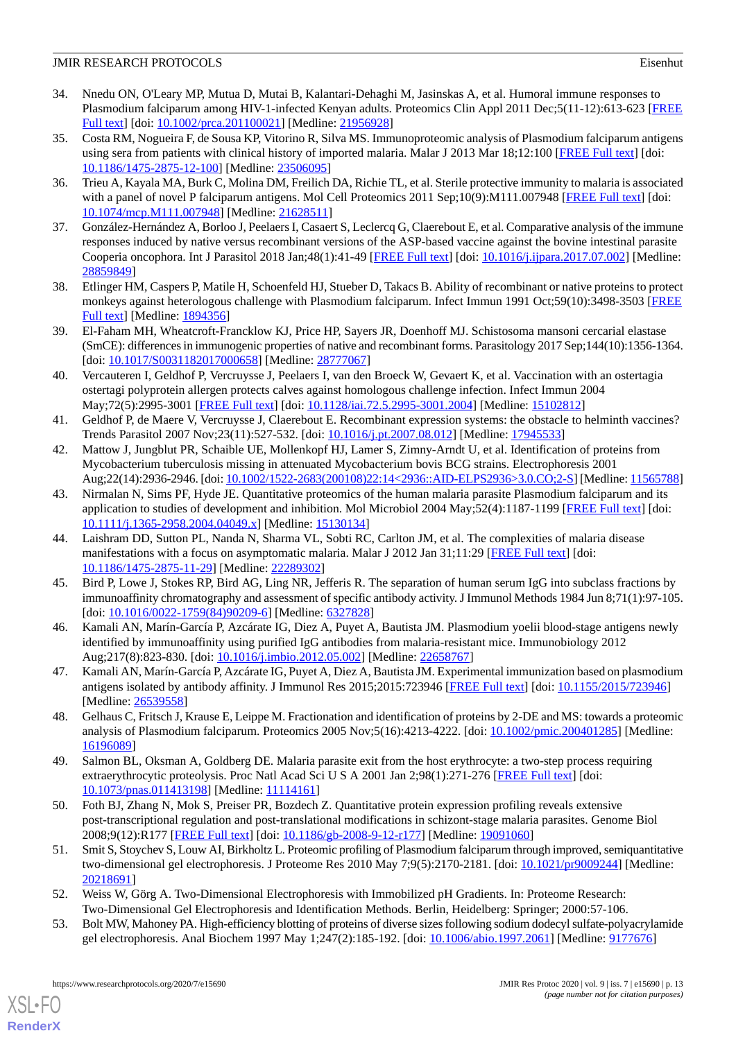34. Nnedu ON, O'Leary MP, Mutua D, Mutai B, Kalantari-Dehaghi M, Jasinskas A, et al. Humoral immune responses to Plasmodium falciparum among HIV-1-infected Kenyan adults. Proteomics Clin Appl 2011 Dec;5(11-12):613-623 [FREE Full text] [doi: 10.1002/prca.201100021] [Medline: 21956928]
35. Costa RM, Nogueira F, de Sousa KP, Vitorino R, Silva MS. Immunoproteomic analysis of Plasmodium falciparum antigens using sera from patients with clinical history of imported malaria. Malar J 2013 Mar 18;12:100 [FREE Full text] [doi: 10.1186/1475-2875-12-100] [Medline: 23506095]
36. Trieu A, Kayala MA, Burk C, Molina DM, Freilich DA, Richie TL, et al. Sterile protective immunity to malaria is associated with a panel of novel P falciparum antigens. Mol Cell Proteomics 2011 Sep;10(9):M111.007948 [FREE Full text] [doi: 10.1074/mcp.M111.007948] [Medline: 21628511]
37. González-Hernández A, Borloo J, Peelaers I, Casaert S, Leclercq G, Claerebout E, et al. Comparative analysis of the immune responses induced by native versus recombinant versions of the ASP-based vaccine against the bovine intestinal parasite Cooperia oncophora. Int J Parasitol 2018 Jan;48(1):41-49 [FREE Full text] [doi: 10.1016/j.ijpara.2017.07.002] [Medline: 28859849]
38. Etlinger HM, Caspers P, Matile H, Schoenfeld HJ, Stueber D, Takacs B. Ability of recombinant or native proteins to protect monkeys against heterologous challenge with Plasmodium falciparum. Infect Immun 1991 Oct;59(10):3498-3503 [FREE Full text] [Medline: 1894356]
39. El-Faham MH, Wheatcroft-Francklow KJ, Price HP, Sayers JR, Doenhoff MJ. Schistosoma mansoni cercarial elastase (SmCE): differences in immunogenic properties of native and recombinant forms. Parasitology 2017 Sep;144(10):1356-1364. [doi: 10.1017/S0031182017000658] [Medline: 28777067]
40. Vercauteren I, Geldhof P, Vercruysse J, Peelaers I, van den Broeck W, Gevaert K, et al. Vaccination with an ostertagia ostertagi polyprotein allergen protects calves against homologous challenge infection. Infect Immun 2004 May;72(5):2995-3001 [FREE Full text] [doi: 10.1128/iai.72.5.2995-3001.2004] [Medline: 15102812]
41. Geldhof P, de Maere V, Vercruysse J, Claerebout E. Recombinant expression systems: the obstacle to helminth vaccines? Trends Parasitol 2007 Nov;23(11):527-532. [doi: 10.1016/j.pt.2007.08.012] [Medline: 17945533]
42. Mattow J, Jungblut PR, Schaible UE, Mollenkopf HJ, Lamer S, Zimny-Arndt U, et al. Identification of proteins from Mycobacterium tuberculosis missing in attenuated Mycobacterium bovis BCG strains. Electrophoresis 2001 Aug;22(14):2936-2946. [doi: 10.1002/1522-2683(200108)22:14<2936::AID-ELPS2936>3.0.CO;2-S] [Medline: 11565788]
43. Nirmalan N, Sims PF, Hyde JE. Quantitative proteomics of the human malaria parasite Plasmodium falciparum and its application to studies of development and inhibition. Mol Microbiol 2004 May;52(4):1187-1199 [FREE Full text] [doi: 10.1111/j.1365-2958.2004.04049.x] [Medline: 15130134]
44. Laishram DD, Sutton PL, Nanda N, Sharma VL, Sobti RC, Carlton JM, et al. The complexities of malaria disease manifestations with a focus on asymptomatic malaria. Malar J 2012 Jan 31;11:29 [FREE Full text] [doi: 10.1186/1475-2875-11-29] [Medline: 22289302]
45. Bird P, Lowe J, Stokes RP, Bird AG, Ling NR, Jefferis R. The separation of human serum IgG into subclass fractions by immunoaffinity chromatography and assessment of specific antibody activity. J Immunol Methods 1984 Jun 8;71(1):97-105. [doi: 10.1016/0022-1759(84)90209-6] [Medline: 6327828]
46. Kamali AN, Marín-García P, Azcárate IG, Diez A, Puyet A, Bautista JM. Plasmodium yoelii blood-stage antigens newly identified by immunoaffinity using purified IgG antibodies from malaria-resistant mice. Immunobiology 2012 Aug;217(8):823-830. [doi: 10.1016/j.imbio.2012.05.002] [Medline: 22658767]
47. Kamali AN, Marín-García P, Azcárate IG, Puyet A, Diez A, Bautista JM. Experimental immunization based on plasmodium antigens isolated by antibody affinity. J Immunol Res 2015;2015:723946 [FREE Full text] [doi: 10.1155/2015/723946] [Medline: 26539558]
48. Gelhaus C, Fritsch J, Krause E, Leippe M. Fractionation and identification of proteins by 2-DE and MS: towards a proteomic analysis of Plasmodium falciparum. Proteomics 2005 Nov;5(16):4213-4222. [doi: 10.1002/pmic.200401285] [Medline: 16196089]
49. Salmon BL, Oksman A, Goldberg DE. Malaria parasite exit from the host erythrocyte: a two-step process requiring extraerythrocytic proteolysis. Proc Natl Acad Sci U S A 2001 Jan 2;98(1):271-276 [FREE Full text] [doi: 10.1073/pnas.011413198] [Medline: 11114161]
50. Foth BJ, Zhang N, Mok S, Preiser PR, Bozdech Z. Quantitative protein expression profiling reveals extensive post-transcriptional regulation and post-translational modifications in schizont-stage malaria parasites. Genome Biol 2008;9(12):R177 [FREE Full text] [doi: 10.1186/gb-2008-9-12-r177] [Medline: 19091060]
51. Smit S, Stoychev S, Louw AI, Birkholtz L. Proteomic profiling of Plasmodium falciparum through improved, semiquantitative two-dimensional gel electrophoresis. J Proteome Res 2010 May 7;9(5):2170-2181. [doi: 10.1021/pr9009244] [Medline: 20218691]
52. Weiss W, Görg A. Two-Dimensional Electrophoresis with Immobilized pH Gradients. In: Proteome Research: Two-Dimensional Gel Electrophoresis and Identification Methods. Berlin, Heidelberg: Springer; 2000:57-106.
53. Bolt MW, Mahoney PA. High-efficiency blotting of proteins of diverse sizes following sodium dodecyl sulfate-polyacrylamide gel electrophoresis. Anal Biochem 1997 May 1;247(2):185-192. [doi: 10.1006/abio.1997.2061] [Medline: 9177676]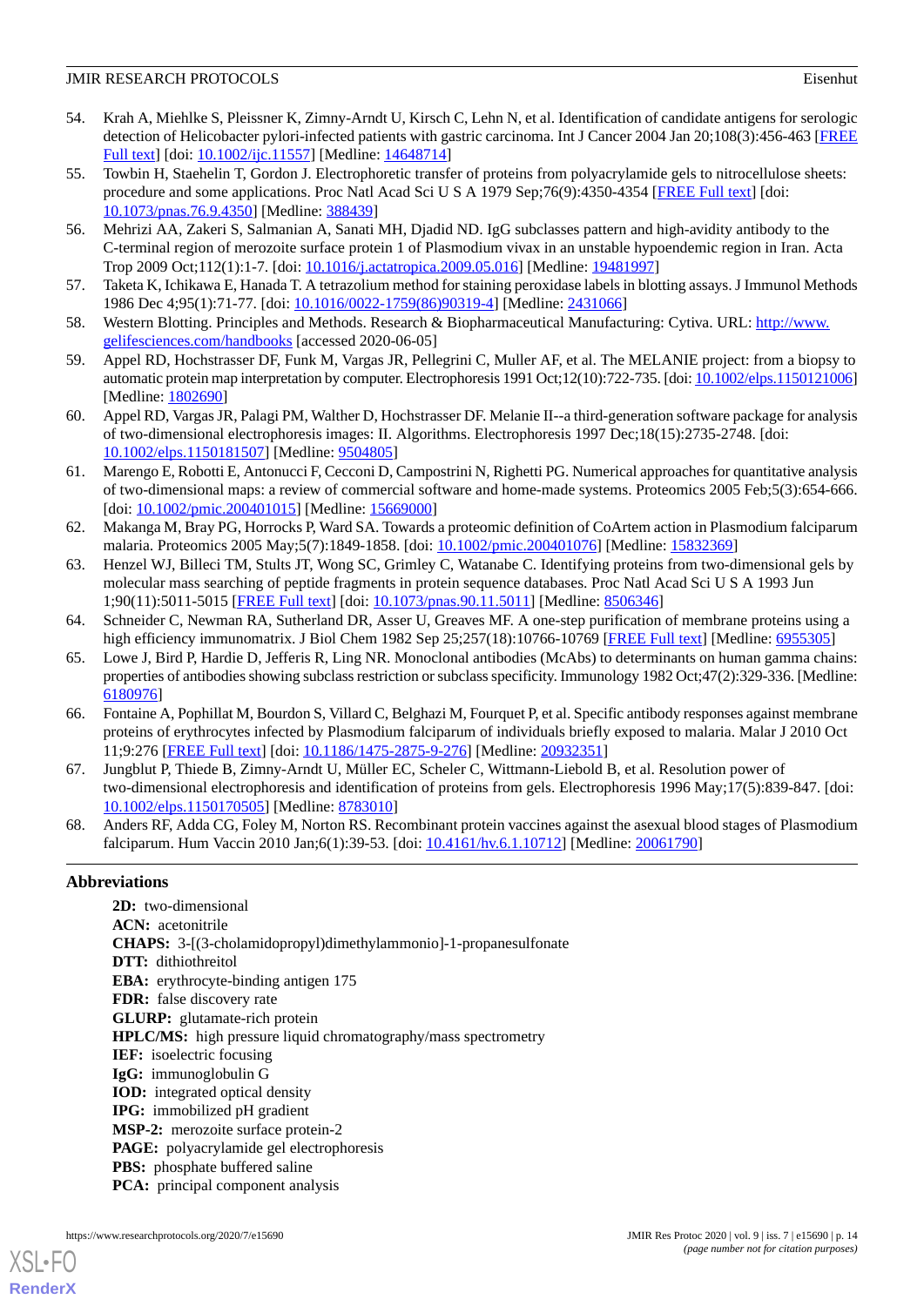54. Krah A, Miehlke S, Pleissner K, Zimny-Arndt U, Kirsch C, Lehn N, et al. Identification of candidate antigens for serologic detection of Helicobacter pylori-infected patients with gastric carcinoma. Int J Cancer 2004 Jan 20;108(3):456-463 [FREE Full text] [doi: 10.1002/ijc.11557] [Medline: 14648714]
55. Towbin H, Staehelin T, Gordon J. Electrophoretic transfer of proteins from polyacrylamide gels to nitrocellulose sheets: procedure and some applications. Proc Natl Acad Sci U S A 1979 Sep;76(9):4350-4354 [FREE Full text] [doi: 10.1073/pnas.76.9.4350] [Medline: 388439]
56. Mehrizi AA, Zakeri S, Salmanian A, Sanati MH, Djadid ND. IgG subclasses pattern and high-avidity antibody to the C-terminal region of merozoite surface protein 1 of Plasmodium vivax in an unstable hypoendemic region in Iran. Acta Trop 2009 Oct;112(1):1-7. [doi: 10.1016/j.actatropica.2009.05.016] [Medline: 19481997]
57. Taketa K, Ichikawa E, Hanada T. A tetrazolium method for staining peroxidase labels in blotting assays. J Immunol Methods 1986 Dec 4;95(1):71-77. [doi: 10.1016/0022-1759(86)90319-4] [Medline: 2431066]
58. Western Blotting. Principles and Methods. Research & Biopharmaceutical Manufacturing: Cytiva. URL: http://www.gelifesciences.com/handbooks [accessed 2020-06-05]
59. Appel RD, Hochstrasser DF, Funk M, Vargas JR, Pellegrini C, Muller AF, et al. The MELANIE project: from a biopsy to automatic protein map interpretation by computer. Electrophoresis 1991 Oct;12(10):722-735. [doi: 10.1002/elps.1150121006] [Medline: 1802690]
60. Appel RD, Vargas JR, Palagi PM, Walther D, Hochstrasser DF. Melanie II--a third-generation software package for analysis of two-dimensional electrophoresis images: II. Algorithms. Electrophoresis 1997 Dec;18(15):2735-2748. [doi: 10.1002/elps.1150181507] [Medline: 9504805]
61. Marengo E, Robotti E, Antonucci F, Cecconi D, Campostrini N, Righetti PG. Numerical approaches for quantitative analysis of two-dimensional maps: a review of commercial software and home-made systems. Proteomics 2005 Feb;5(3):654-666. [doi: 10.1002/pmic.200401015] [Medline: 15669000]
62. Makanga M, Bray PG, Horrocks P, Ward SA. Towards a proteomic definition of CoArtem action in Plasmodium falciparum malaria. Proteomics 2005 May;5(7):1849-1858. [doi: 10.1002/pmic.200401076] [Medline: 15832369]
63. Henzel WJ, Billeci TM, Stults JT, Wong SC, Grimley C, Watanabe C. Identifying proteins from two-dimensional gels by molecular mass searching of peptide fragments in protein sequence databases. Proc Natl Acad Sci U S A 1993 Jun 1;90(11):5011-5015 [FREE Full text] [doi: 10.1073/pnas.90.11.5011] [Medline: 8506346]
64. Schneider C, Newman RA, Sutherland DR, Asser U, Greaves MF. A one-step purification of membrane proteins using a high efficiency immunomatrix. J Biol Chem 1982 Sep 25;257(18):10766-10769 [FREE Full text] [Medline: 6955305]
65. Lowe J, Bird P, Hardie D, Jefferis R, Ling NR. Monoclonal antibodies (McAbs) to determinants on human gamma chains: properties of antibodies showing subclass restriction or subclass specificity. Immunology 1982 Oct;47(2):329-336. [Medline: 6180976]
66. Fontaine A, Pophillat M, Bourdon S, Villard C, Belghazi M, Fourquet P, et al. Specific antibody responses against membrane proteins of erythrocytes infected by Plasmodium falciparum of individuals briefly exposed to malaria. Malar J 2010 Oct 11;9:276 [FREE Full text] [doi: 10.1186/1475-2875-9-276] [Medline: 20932351]
67. Jungblut P, Thiede B, Zimny-Arndt U, Müller EC, Scheler C, Wittmann-Liebold B, et al. Resolution power of two-dimensional electrophoresis and identification of proteins from gels. Electrophoresis 1996 May;17(5):839-847. [doi: 10.1002/elps.1150170505] [Medline: 8783010]
68. Anders RF, Adda CG, Foley M, Norton RS. Recombinant protein vaccines against the asexual blood stages of Plasmodium falciparum. Hum Vaccin 2010 Jan;6(1):39-53. [doi: 10.4161/hv.6.1.10712] [Medline: 20061790]

## Abbreviations

**2D:** two-dimensional
**ACN:** acetonitrile
**CHAPS:** 3-[(3-cholamidopropyl)dimethylammonio]-1-propanesulfonate
**DTT:** dithiothreitol
**EBA:** erythrocyte-binding antigen 175
**FDR:** false discovery rate
**GLURP:** glutamate-rich protein
**HPLC/MS:** high pressure liquid chromatography/mass spectrometry
**IEF:** isoelectric focusing
**IgG:** immunoglobulin G
**IOD:** integrated optical density
**IPG:** immobilized pH gradient
**MSP-2:** merozoite surface protein-2
**PAGE:** polyacrylamide gel electrophoresis
**PBS:** phosphate buffered saline
**PCA:** principal component analysis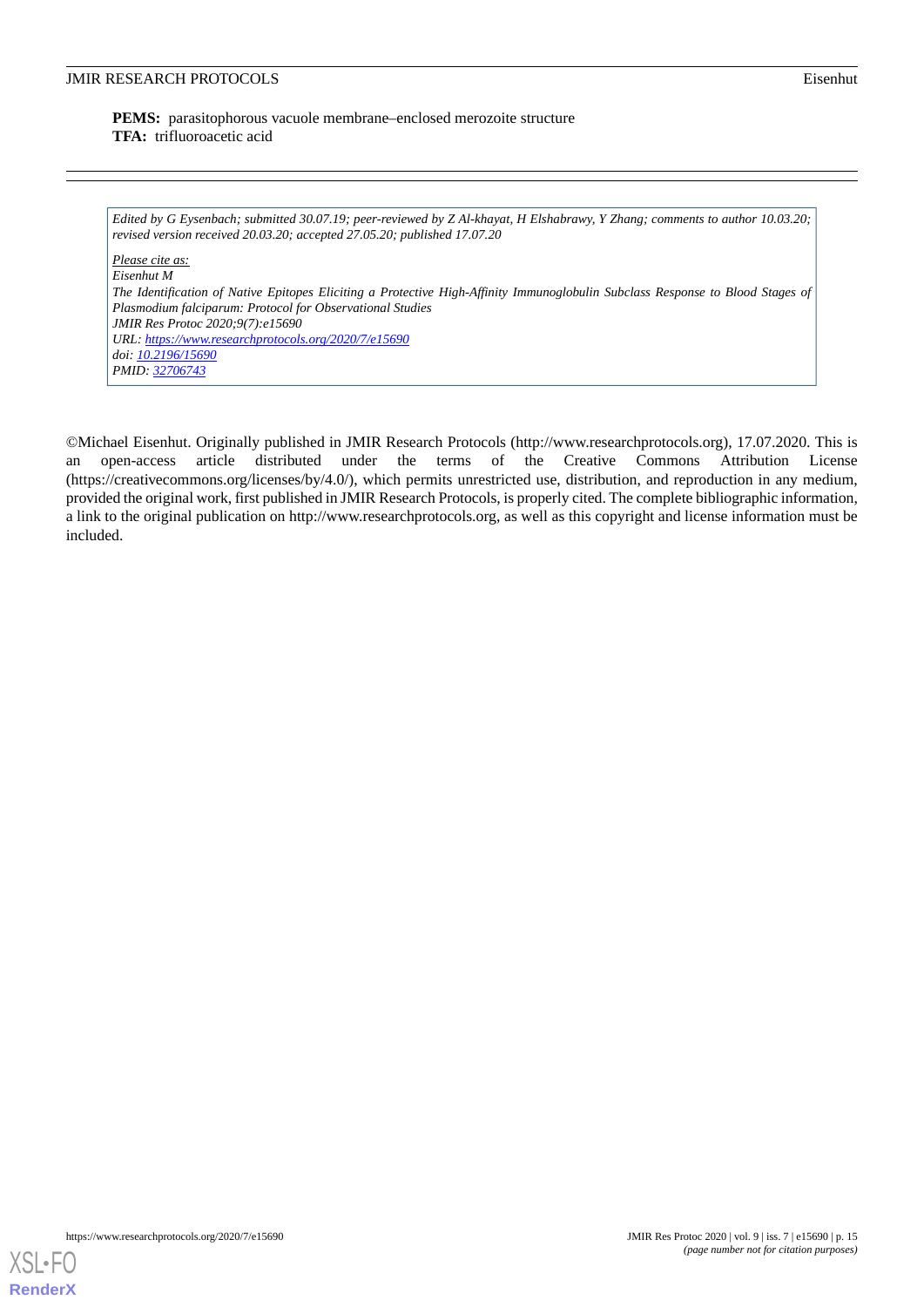**PEMS:** parasitophorous vacuole membrane–enclosed merozoite structure
**TFA:** trifluoroacetic acid

---

*Edited by G Eysenbach; submitted 30.07.19; peer-reviewed by Z Al-khayat, H Elshabrawy, Y Zhang; comments to author 10.03.20; revised version received 20.03.20; accepted 27.05.20; published 17.07.20*

*Please cite as:*
*Eisenhut M*
*The Identification of Native Epitopes Eliciting a Protective High-Affinity Immunoglobulin Subclass Response to Blood Stages of Plasmodium falciparum: Protocol for Observational Studies*
*JMIR Res Protoc 2020;9(7):e15690*
*URL: https://www.researchprotocols.org/2020/7/e15690*
*doi: 10.2196/15690*
*PMID: 32706743*

©Michael Eisenhut. Originally published in JMIR Research Protocols (http://www.researchprotocols.org), 17.07.2020. This is an open-access article distributed under the terms of the Creative Commons Attribution License (https://creativecommons.org/licenses/by/4.0/), which permits unrestricted use, distribution, and reproduction in any medium, provided the original work, first published in JMIR Research Protocols, is properly cited. The complete bibliographic information, a link to the original publication on http://www.researchprotocols.org, as well as this copyright and license information must be included.